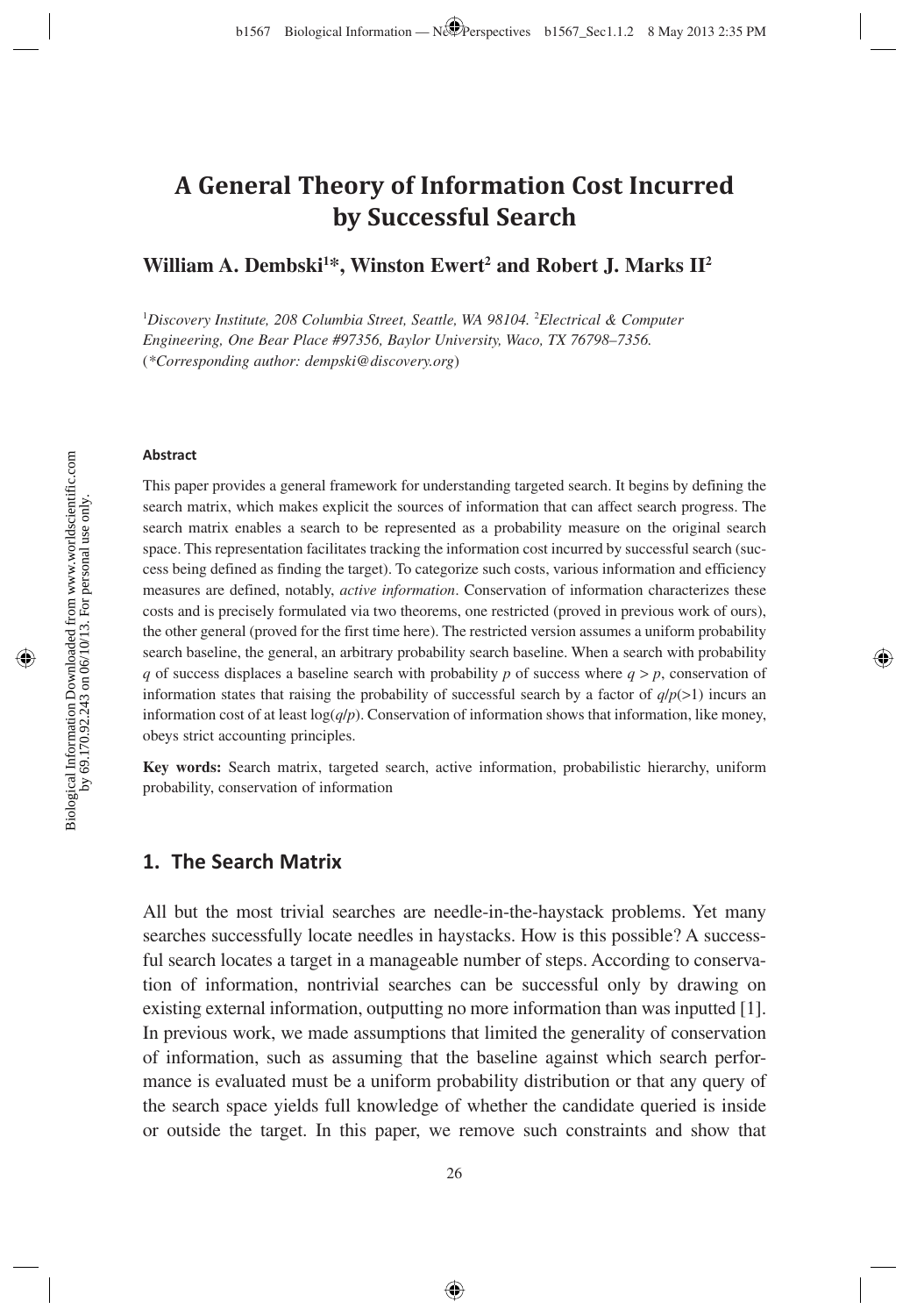# A General Theory of Information Cost Incurred by Successful Search

**William A. Dembski[1]*, Winston Ewert[2] and Robert J. Marks II[2]**

[1]*Discovery Institute, 208 Columbia Street, Seattle, WA 98104.* [2]*Electrical & Computer Engineering, One Bear Place #97356, Baylor University, Waco, TX 76798–7356.*
(*\*Corresponding author: dempski@discovery.org*)

#### Abstract

This paper provides a general framework for understanding targeted search. It begins by defining the search matrix, which makes explicit the sources of information that can affect search progress. The search matrix enables a search to be represented as a probability measure on the original search space. This representation facilitates tracking the information cost incurred by successful search (success being defined as finding the target). To categorize such costs, various information and efficiency measures are defined, notably, *active information*. Conservation of information characterizes these costs and is precisely formulated via two theorems, one restricted (proved in previous work of ours), the other general (proved for the first time here). The restricted version assumes a uniform probability search baseline, the general, an arbitrary probability search baseline. When a search with probability $q$ of success displaces a baseline search with probability $p$ of success where $q > p$, conservation of information states that raising the probability of successful search by a factor of $q/p(>1)$ incurs an information cost of at least $\log(q/p)$. Conservation of information shows that information, like money, obeys strict accounting principles.

**Key words:** Search matrix, targeted search, active information, probabilistic hierarchy, uniform probability, conservation of information

## 1. The Search Matrix

All but the most trivial searches are needle-in-the-haystack problems. Yet many searches successfully locate needles in haystacks. How is this possible? A successful search locates a target in a manageable number of steps. According to conservation of information, nontrivial searches can be successful only by drawing on existing external information, outputting no more information than was inputted [1]. In previous work, we made assumptions that limited the generality of conservation of information, such as assuming that the baseline against which search performance is evaluated must be a uniform probability distribution or that any query of the search space yields full knowledge of whether the candidate queried is inside or outside the target. In this paper, we remove such constraints and show that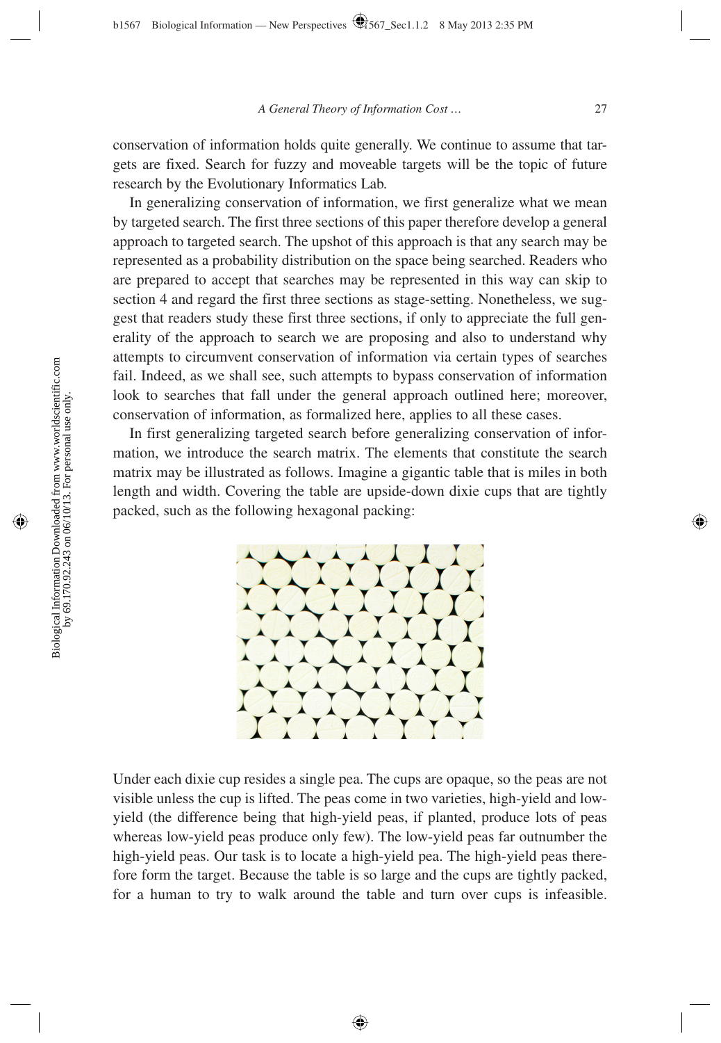conservation of information holds quite generally. We continue to assume that targets are fixed. Search for fuzzy and moveable targets will be the topic of future research by the Evolutionary Informatics Lab.

In generalizing conservation of information, we first generalize what we mean by targeted search. The first three sections of this paper therefore develop a general approach to targeted search. The upshot of this approach is that any search may be represented as a probability distribution on the space being searched. Readers who are prepared to accept that searches may be represented in this way can skip to section 4 and regard the first three sections as stage-setting. Nonetheless, we suggest that readers study these first three sections, if only to appreciate the full generality of the approach to search we are proposing and also to understand why attempts to circumvent conservation of information via certain types of searches fail. Indeed, as we shall see, such attempts to bypass conservation of information look to searches that fall under the general approach outlined here; moreover, conservation of information, as formalized here, applies to all these cases.

In first generalizing targeted search before generalizing conservation of information, we introduce the search matrix. The elements that constitute the search matrix may be illustrated as follows. Imagine a gigantic table that is miles in both length and width. Covering the table are upside-down dixie cups that are tightly packed, such as the following hexagonal packing:

Under each dixie cup resides a single pea. The cups are opaque, so the peas are not visible unless the cup is lifted. The peas come in two varieties, high-yield and low-yield (the difference being that high-yield peas, if planted, produce lots of peas whereas low-yield peas produce only few). The low-yield peas far outnumber the high-yield peas. Our task is to locate a high-yield pea. The high-yield peas therefore form the target. Because the table is so large and the cups are tightly packed, for a human to try to walk around the table and turn over cups is infeasible.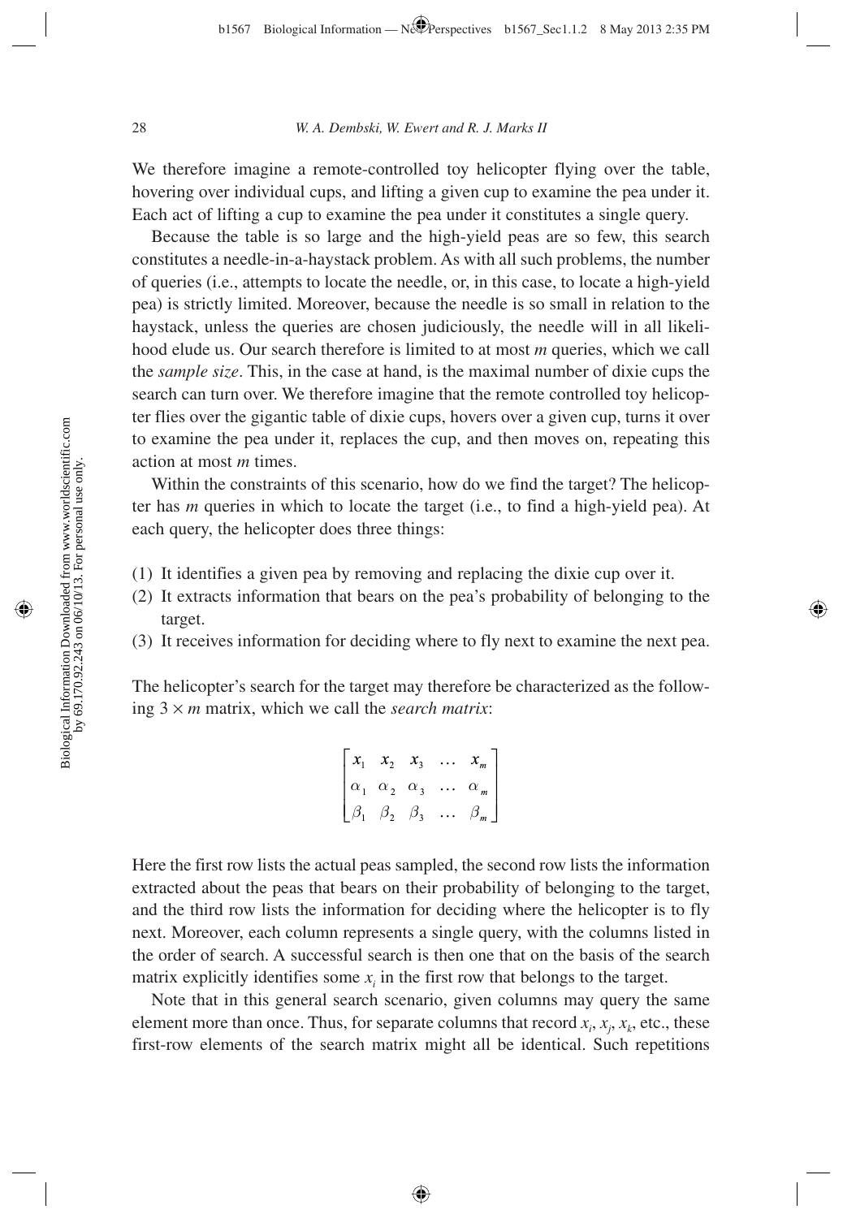We therefore imagine a remote-controlled toy helicopter flying over the table, hovering over individual cups, and lifting a given cup to examine the pea under it. Each act of lifting a cup to examine the pea under it constitutes a single query.

Because the table is so large and the high-yield peas are so few, this search constitutes a needle-in-a-haystack problem. As with all such problems, the number of queries (i.e., attempts to locate the needle, or, in this case, to locate a high-yield pea) is strictly limited. Moreover, because the needle is so small in relation to the haystack, unless the queries are chosen judiciously, the needle will in all likelihood elude us. Our search therefore is limited to at most $m$ queries, which we call the *sample size*. This, in the case at hand, is the maximal number of dixie cups the search can turn over. We therefore imagine that the remote controlled toy helicopter flies over the gigantic table of dixie cups, hovers over a given cup, turns it over to examine the pea under it, replaces the cup, and then moves on, repeating this action at most $m$ times.

Within the constraints of this scenario, how do we find the target? The helicopter has $m$ queries in which to locate the target (i.e., to find a high-yield pea). At each query, the helicopter does three things:

(1) It identifies a given pea by removing and replacing the dixie cup over it.
(2) It extracts information that bears on the pea's probability of belonging to the target.
(3) It receives information for deciding where to fly next to examine the next pea.

The helicopter's search for the target may therefore be characterized as the following $3 \times m$ matrix, which we call the *search matrix*:

$$\begin{bmatrix} x_1 & x_2 & x_3 & \dots & x_m \\ \alpha_1 & \alpha_2 & \alpha_3 & \dots & \alpha_m \\ \beta_1 & \beta_2 & \beta_3 & \dots & \beta_m \end{bmatrix}$$

Here the first row lists the actual peas sampled, the second row lists the information extracted about the peas that bears on their probability of belonging to the target, and the third row lists the information for deciding where the helicopter is to fly next. Moreover, each column represents a single query, with the columns listed in the order of search. A successful search is then one that on the basis of the search matrix explicitly identifies some $x_i$ in the first row that belongs to the target.

Note that in this general search scenario, given columns may query the same element more than once. Thus, for separate columns that record $x_i$, $x_j$, $x_k$, etc., these first-row elements of the search matrix might all be identical. Such repetitions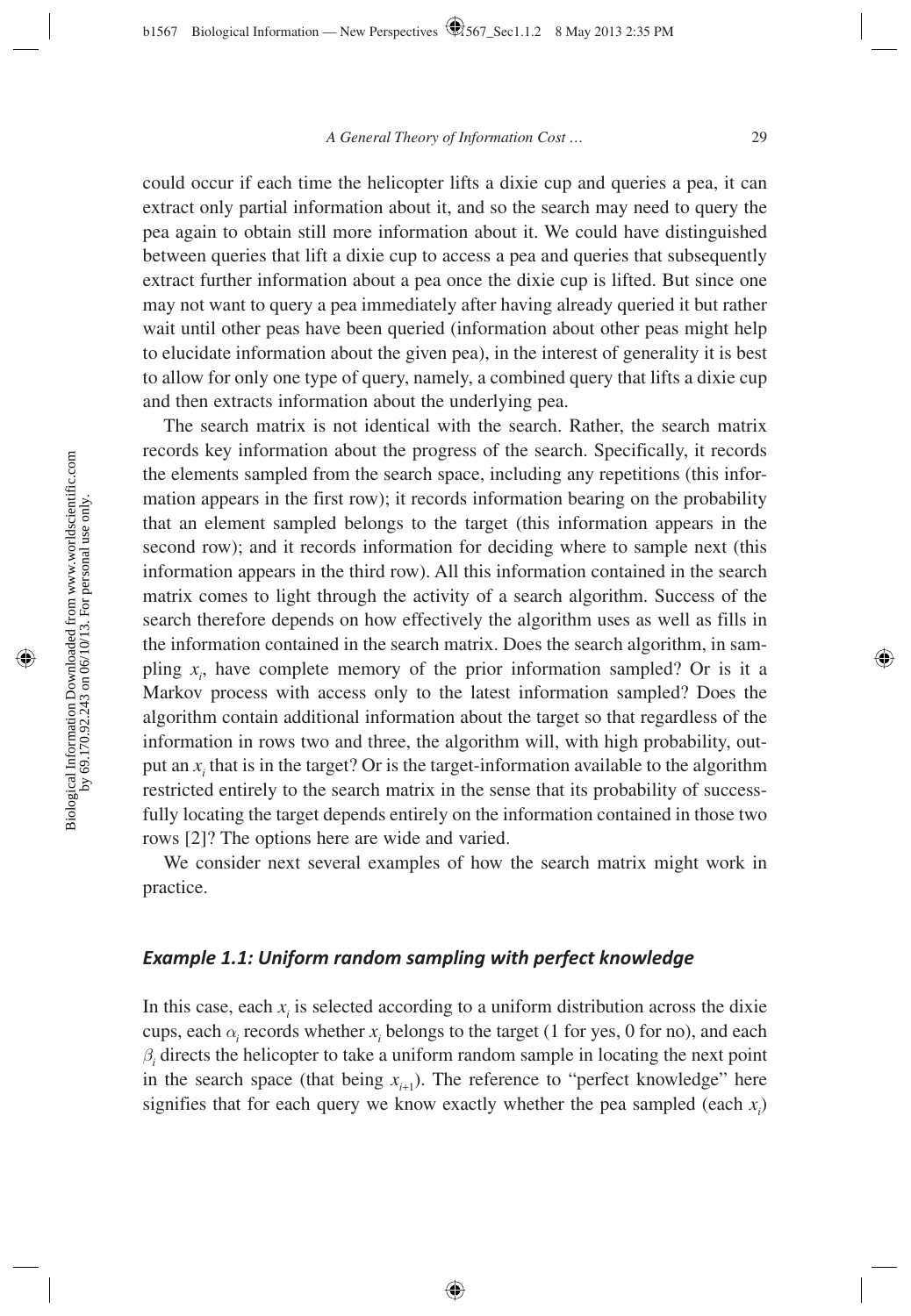could occur if each time the helicopter lifts a dixie cup and queries a pea, it can extract only partial information about it, and so the search may need to query the pea again to obtain still more information about it. We could have distinguished between queries that lift a dixie cup to access a pea and queries that subsequently extract further information about a pea once the dixie cup is lifted. But since one may not want to query a pea immediately after having already queried it but rather wait until other peas have been queried (information about other peas might help to elucidate information about the given pea), in the interest of generality it is best to allow for only one type of query, namely, a combined query that lifts a dixie cup and then extracts information about the underlying pea.

The search matrix is not identical with the search. Rather, the search matrix records key information about the progress of the search. Specifically, it records the elements sampled from the search space, including any repetitions (this information appears in the first row); it records information bearing on the probability that an element sampled belongs to the target (this information appears in the second row); and it records information for deciding where to sample next (this information appears in the third row). All this information contained in the search matrix comes to light through the activity of a search algorithm. Success of the search therefore depends on how effectively the algorithm uses as well as fills in the information contained in the search matrix. Does the search algorithm, in sampling $x_i$, have complete memory of the prior information sampled? Or is it a Markov process with access only to the latest information sampled? Does the algorithm contain additional information about the target so that regardless of the information in rows two and three, the algorithm will, with high probability, output an $x_i$ that is in the target? Or is the target-information available to the algorithm restricted entirely to the search matrix in the sense that its probability of successfully locating the target depends entirely on the information contained in those two rows [2]? The options here are wide and varied.

We consider next several examples of how the search matrix might work in practice.

### *Example 1.1: Uniform random sampling with perfect knowledge*

In this case, each $x_i$ is selected according to a uniform distribution across the dixie cups, each $\alpha_i$ records whether $x_i$ belongs to the target (1 for yes, 0 for no), and each $\beta_i$ directs the helicopter to take a uniform random sample in locating the next point in the search space (that being $x_{i+1}$). The reference to "perfect knowledge" here signifies that for each query we know exactly whether the pea sampled (each $x_i$)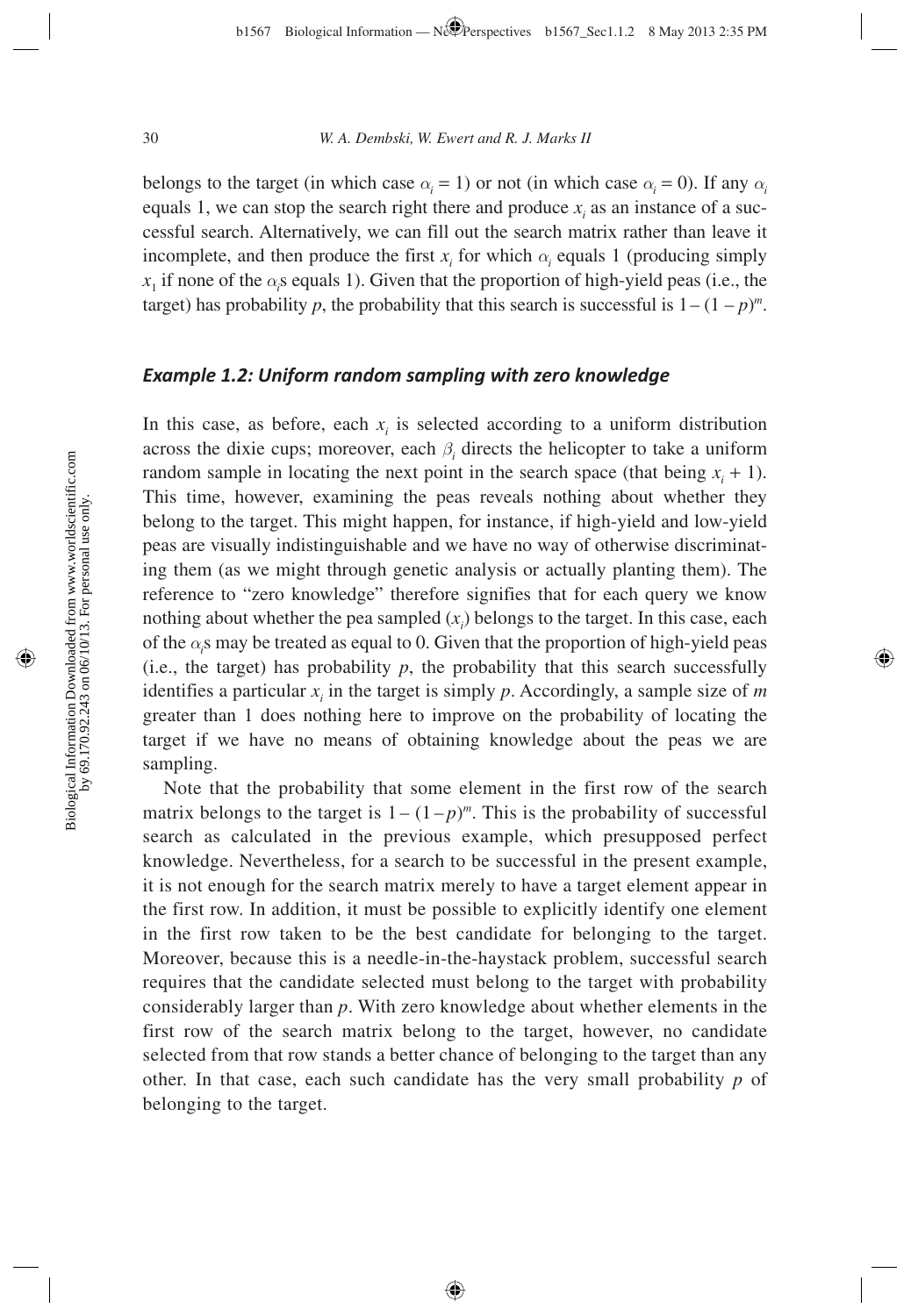belongs to the target (in which case $\alpha_i = 1$) or not (in which case $\alpha_i = 0$). If any $\alpha_i$ equals 1, we can stop the search right there and produce $x_i$ as an instance of a successful search. Alternatively, we can fill out the search matrix rather than leave it incomplete, and then produce the first $x_i$ for which $\alpha_i$ equals 1 (producing simply $x_1$ if none of the $\alpha_i$s equals 1). Given that the proportion of high-yield peas (i.e., the target) has probability $p$, the probability that this search is successful is $1 - (1 - p)^m$.

### *Example 1.2: Uniform random sampling with zero knowledge*

In this case, as before, each $x_i$ is selected according to a uniform distribution across the dixie cups; moreover, each $\beta_i$ directs the helicopter to take a uniform random sample in locating the next point in the search space (that being $x_i + 1$). This time, however, examining the peas reveals nothing about whether they belong to the target. This might happen, for instance, if high-yield and low-yield peas are visually indistinguishable and we have no way of otherwise discriminating them (as we might through genetic analysis or actually planting them). The reference to "zero knowledge" therefore signifies that for each query we know nothing about whether the pea sampled ($x_i$) belongs to the target. In this case, each of the $\alpha_i$s may be treated as equal to 0. Given that the proportion of high-yield peas (i.e., the target) has probability $p$, the probability that this search successfully identifies a particular $x_i$ in the target is simply $p$. Accordingly, a sample size of $m$ greater than 1 does nothing here to improve on the probability of locating the target if we have no means of obtaining knowledge about the peas we are sampling.

Note that the probability that some element in the first row of the search matrix belongs to the target is $1 - (1 - p)^m$. This is the probability of successful search as calculated in the previous example, which presupposed perfect knowledge. Nevertheless, for a search to be successful in the present example, it is not enough for the search matrix merely to have a target element appear in the first row. In addition, it must be possible to explicitly identify one element in the first row taken to be the best candidate for belonging to the target. Moreover, because this is a needle-in-the-haystack problem, successful search requires that the candidate selected must belong to the target with probability considerably larger than $p$. With zero knowledge about whether elements in the first row of the search matrix belong to the target, however, no candidate selected from that row stands a better chance of belonging to the target than any other. In that case, each such candidate has the very small probability $p$ of belonging to the target.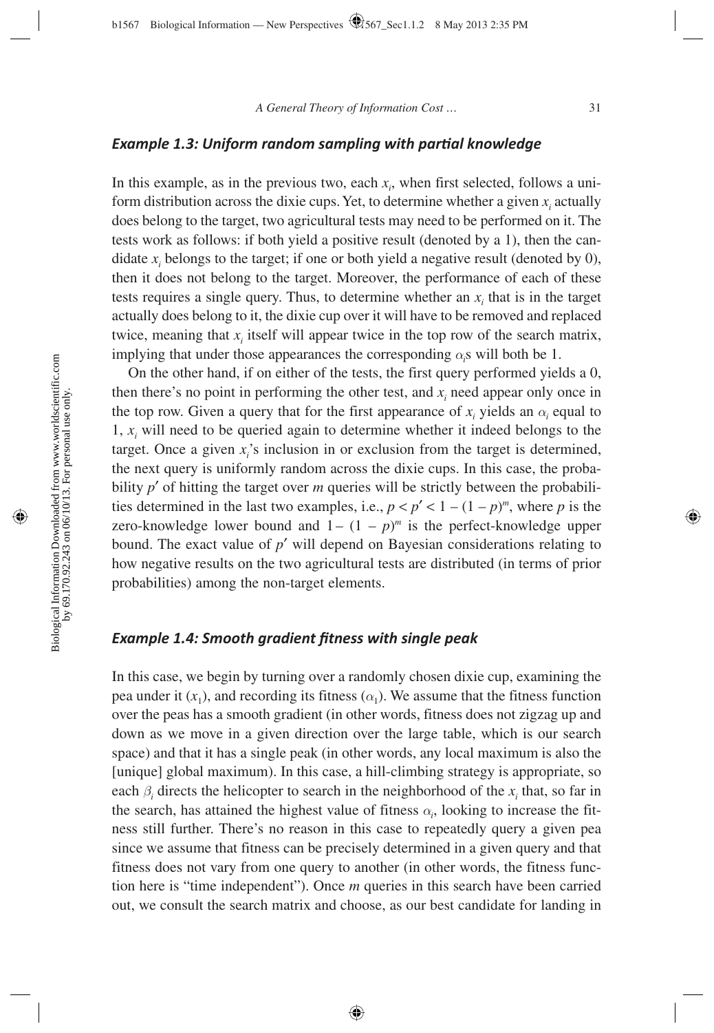### *Example 1.3: Uniform random sampling with partial knowledge*

In this example, as in the previous two, each $x_i$, when first selected, follows a uniform distribution across the dixie cups. Yet, to determine whether a given $x_i$ actually does belong to the target, two agricultural tests may need to be performed on it. The tests work as follows: if both yield a positive result (denoted by a 1), then the candidate $x_i$ belongs to the target; if one or both yield a negative result (denoted by 0), then it does not belong to the target. Moreover, the performance of each of these tests requires a single query. Thus, to determine whether an $x_i$ that is in the target actually does belong to it, the dixie cup over it will have to be removed and replaced twice, meaning that $x_i$ itself will appear twice in the top row of the search matrix, implying that under those appearances the corresponding $\alpha_i$s will both be 1.

On the other hand, if on either of the tests, the first query performed yields a 0, then there's no point in performing the other test, and $x_i$ need appear only once in the top row. Given a query that for the first appearance of $x_i$ yields an $\alpha_i$ equal to 1, $x_i$ will need to be queried again to determine whether it indeed belongs to the target. Once a given $x_i$'s inclusion in or exclusion from the target is determined, the next query is uniformly random across the dixie cups. In this case, the probability $p'$ of hitting the target over $m$ queries will be strictly between the probabilities determined in the last two examples, i.e., $p < p' < 1 - (1 - p)^m$, where $p$ is the zero-knowledge lower bound and $1 - (1 - p)^m$ is the perfect-knowledge upper bound. The exact value of $p'$ will depend on Bayesian considerations relating to how negative results on the two agricultural tests are distributed (in terms of prior probabilities) among the non-target elements.

### *Example 1.4: Smooth gradient fitness with single peak*

In this case, we begin by turning over a randomly chosen dixie cup, examining the pea under it ($x_1$), and recording its fitness ($\alpha_1$). We assume that the fitness function over the peas has a smooth gradient (in other words, fitness does not zigzag up and down as we move in a given direction over the large table, which is our search space) and that it has a single peak (in other words, any local maximum is also the [unique] global maximum). In this case, a hill-climbing strategy is appropriate, so each $\beta_i$ directs the helicopter to search in the neighborhood of the $x_i$ that, so far in the search, has attained the highest value of fitness $\alpha_i$, looking to increase the fitness still further. There's no reason in this case to repeatedly query a given pea since we assume that fitness can be precisely determined in a given query and that fitness does not vary from one query to another (in other words, the fitness function here is "time independent"). Once $m$ queries in this search have been carried out, we consult the search matrix and choose, as our best candidate for landing in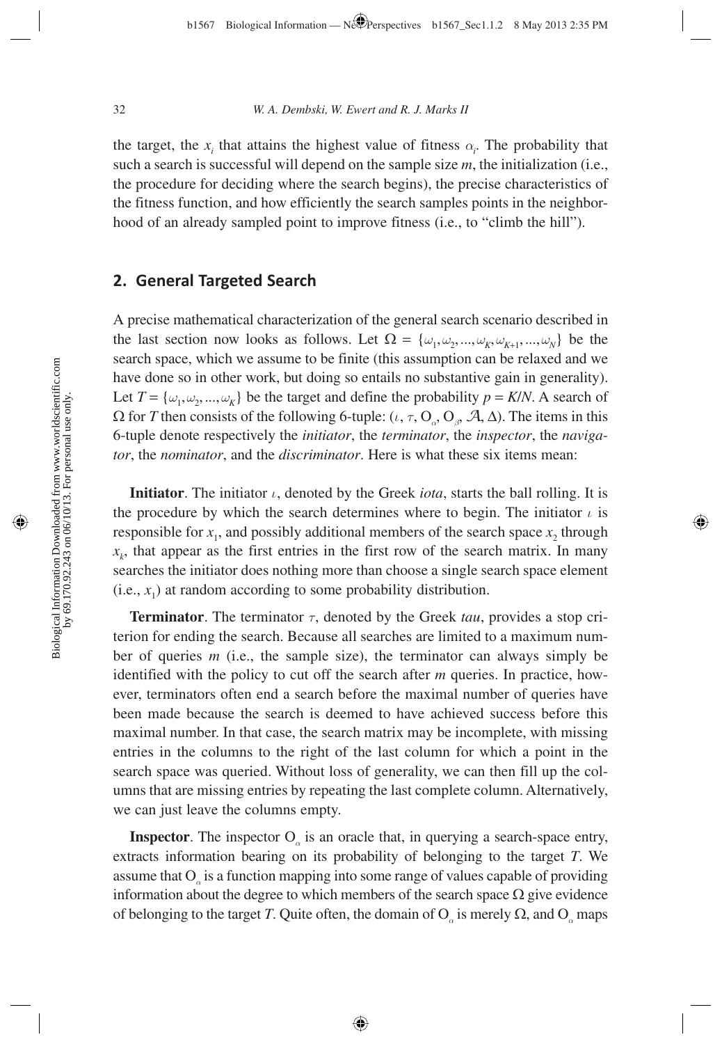the target, the $x_i$ that attains the highest value of fitness $\alpha_i$. The probability that such a search is successful will depend on the sample size $m$, the initialization (i.e., the procedure for deciding where the search begins), the precise characteristics of the fitness function, and how efficiently the search samples points in the neighborhood of an already sampled point to improve fitness (i.e., to "climb the hill").

## 2. General Targeted Search

A precise mathematical characterization of the general search scenario described in the last section now looks as follows. Let $\Omega = \{\omega_1, \omega_2, ..., \omega_K, \omega_{K+1}, ..., \omega_N\}$ be the search space, which we assume to be finite (this assumption can be relaxed and we have done so in other work, but doing so entails no substantive gain in generality). Let $T = \{\omega_1, \omega_2, ..., \omega_K\}$ be the target and define the probability $p = K/N$. A search of $\Omega$ for $T$ then consists of the following 6-tuple: $(\iota, \tau, O_\alpha, O_\beta, \mathcal{A}, \Delta)$. The items in this 6-tuple denote respectively the *initiator*, the *terminator*, the *inspector*, the *navigator*, the *nominator*, and the *discriminator*. Here is what these six items mean:

**Initiator**. The initiator $\iota$, denoted by the Greek *iota*, starts the ball rolling. It is the procedure by which the search determines where to begin. The initiator $\iota$ is responsible for $x_1$, and possibly additional members of the search space $x_2$ through $x_k$, that appear as the first entries in the first row of the search matrix. In many searches the initiator does nothing more than choose a single search space element (i.e., $x_1$) at random according to some probability distribution.

**Terminator**. The terminator $\tau$, denoted by the Greek *tau*, provides a stop criterion for ending the search. Because all searches are limited to a maximum number of queries $m$ (i.e., the sample size), the terminator can always simply be identified with the policy to cut off the search after $m$ queries. In practice, however, terminators often end a search before the maximal number of queries have been made because the search is deemed to have achieved success before this maximal number. In that case, the search matrix may be incomplete, with missing entries in the columns to the right of the last column for which a point in the search space was queried. Without loss of generality, we can then fill up the columns that are missing entries by repeating the last complete column. Alternatively, we can just leave the columns empty.

**Inspector**. The inspector $O_\alpha$ is an oracle that, in querying a search-space entry, extracts information bearing on its probability of belonging to the target $T$. We assume that $O_\alpha$ is a function mapping into some range of values capable of providing information about the degree to which members of the search space $\Omega$ give evidence of belonging to the target $T$. Quite often, the domain of $O_\alpha$ is merely $\Omega$, and $O_\alpha$ maps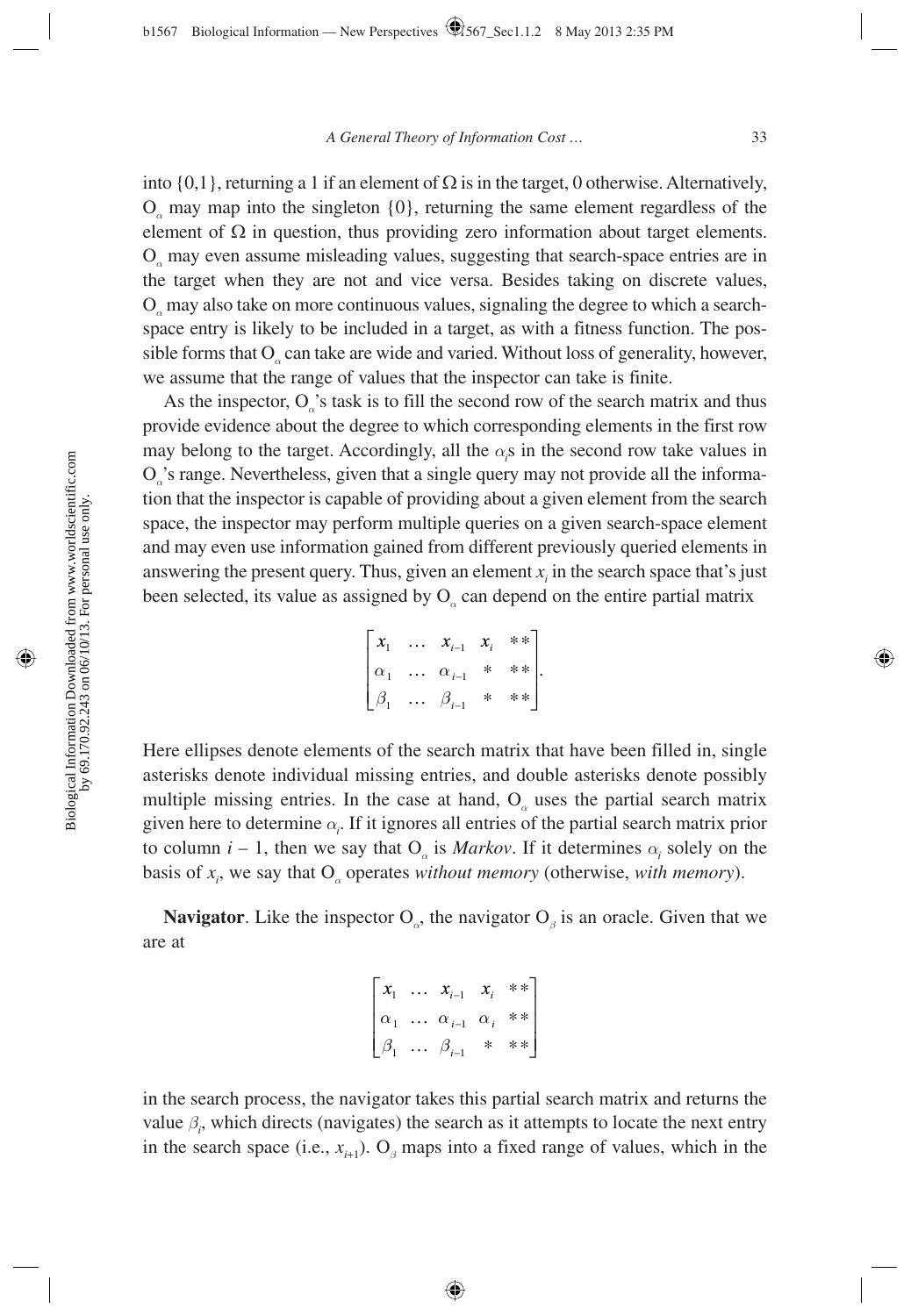into $\{0,1\}$, returning a 1 if an element of $\Omega$ is in the target, 0 otherwise. Alternatively, $O_\alpha$ may map into the singleton $\{0\}$, returning the same element regardless of the element of $\Omega$ in question, thus providing zero information about target elements. $O_\alpha$ may even assume misleading values, suggesting that search-space entries are in the target when they are not and vice versa. Besides taking on discrete values, $O_\alpha$ may also take on more continuous values, signaling the degree to which a search-space entry is likely to be included in a target, as with a fitness function. The possible forms that $O_\alpha$ can take are wide and varied. Without loss of generality, however, we assume that the range of values that the inspector can take is finite.

As the inspector, $O_\alpha$'s task is to fill the second row of the search matrix and thus provide evidence about the degree to which corresponding elements in the first row may belong to the target. Accordingly, all the $\alpha_i$s in the second row take values in $O_\alpha$'s range. Nevertheless, given that a single query may not provide all the information that the inspector is capable of providing about a given element from the search space, the inspector may perform multiple queries on a given search-space element and may even use information gained from different previously queried elements in answering the present query. Thus, given an element $x_i$ in the search space that's just been selected, its value as assigned by $O_\alpha$ can depend on the entire partial matrix

$$\begin{bmatrix} x_1 & \ldots & x_{i-1} & x_i & ** \\ \alpha_1 & \ldots & \alpha_{i-1} & * & ** \\ \beta_1 & \ldots & \beta_{i-1} & * & ** \end{bmatrix}.$$

Here ellipses denote elements of the search matrix that have been filled in, single asterisks denote individual missing entries, and double asterisks denote possibly multiple missing entries. In the case at hand, $O_\alpha$ uses the partial search matrix given here to determine $\alpha_i$. If it ignores all entries of the partial search matrix prior to column $i - 1$, then we say that $O_\alpha$ is *Markov*. If it determines $\alpha_i$ solely on the basis of $x_i$, we say that $O_\alpha$ operates *without memory* (otherwise, *with memory*).

**Navigator**. Like the inspector $O_\alpha$, the navigator $O_\beta$ is an oracle. Given that we are at

$$\begin{bmatrix} x_1 & \ldots & x_{i-1} & x_i & ** \\ \alpha_1 & \ldots & \alpha_{i-1} & \alpha_i & ** \\ \beta_1 & \ldots & \beta_{i-1} & * & ** \end{bmatrix}$$

in the search process, the navigator takes this partial search matrix and returns the value $\beta_i$, which directs (navigates) the search as it attempts to locate the next entry in the search space (i.e., $x_{i+1}$). $O_\beta$ maps into a fixed range of values, which in the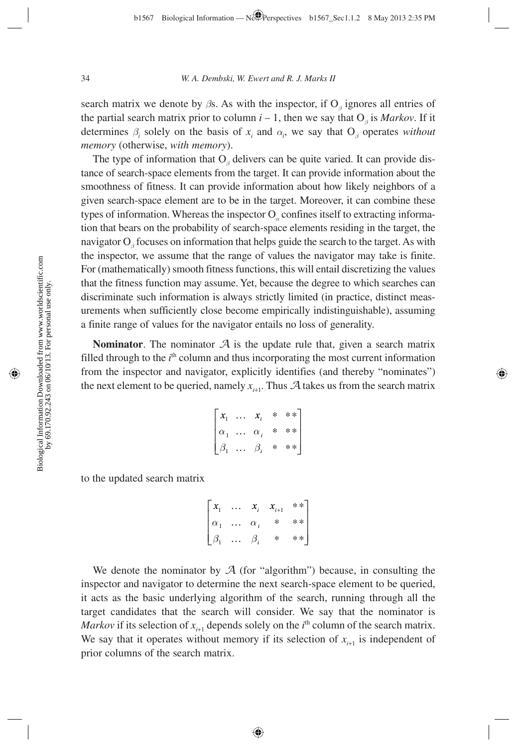search matrix we denote by $\beta$s. As with the inspector, if $O_\beta$ ignores all entries of the partial search matrix prior to column $i - 1$, then we say that $O_\beta$ is *Markov*. If it determines $\beta_i$ solely on the basis of $x_i$ and $\alpha_i$, we say that $O_\beta$ operates *without memory* (otherwise, *with memory*).

The type of information that $O_\beta$ delivers can be quite varied. It can provide distance of search-space elements from the target. It can provide information about the smoothness of fitness. It can provide information about how likely neighbors of a given search-space element are to be in the target. Moreover, it can combine these types of information. Whereas the inspector $O_\alpha$ confines itself to extracting information that bears on the probability of search-space elements residing in the target, the navigator $O_\beta$ focuses on information that helps guide the search to the target. As with the inspector, we assume that the range of values the navigator may take is finite. For (mathematically) smooth fitness functions, this will entail discretizing the values that the fitness function may assume. Yet, because the degree to which searches can discriminate such information is always strictly limited (in practice, distinct measurements when sufficiently close become empirically indistinguishable), assuming a finite range of values for the navigator entails no loss of generality.

**Nominator**. The nominator $\mathcal{A}$ is the update rule that, given a search matrix filled through to the $i^{\text{th}}$ column and thus incorporating the most current information from the inspector and navigator, explicitly identifies (and thereby "nominates") the next element to be queried, namely $x_{i+1}$. Thus $\mathcal{A}$ takes us from the search matrix

$$\begin{bmatrix} x_1 & \dots & x_i & * & ** \\ \alpha_1 & \dots & \alpha_i & * & ** \\ \beta_1 & \dots & \beta_i & * & ** \end{bmatrix}$$

to the updated search matrix

$$\begin{bmatrix} x_1 & \dots & x_i & x_{i+1} & ** \\ \alpha_1 & \dots & \alpha_i & * & ** \\ \beta_1 & \dots & \beta_i & * & ** \end{bmatrix}$$

We denote the nominator by $\mathcal{A}$ (for "algorithm") because, in consulting the inspector and navigator to determine the next search-space element to be queried, it acts as the basic underlying algorithm of the search, running through all the target candidates that the search will consider. We say that the nominator is *Markov* if its selection of $x_{i+1}$ depends solely on the $i^{\text{th}}$ column of the search matrix. We say that it operates without memory if its selection of $x_{i+1}$ is independent of prior columns of the search matrix.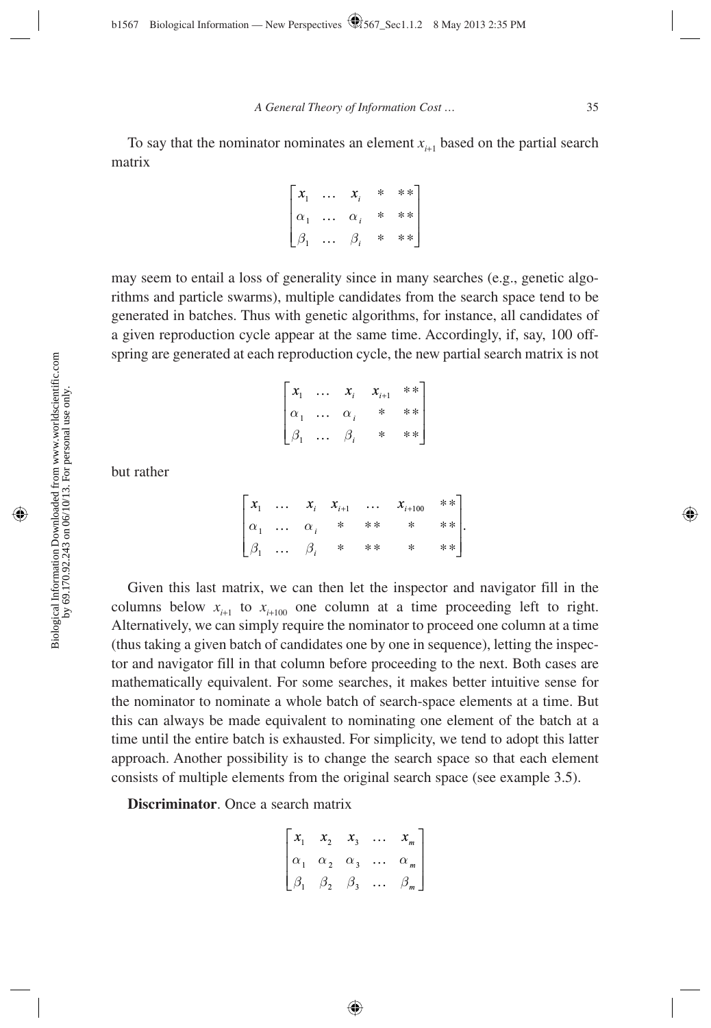To say that the nominator nominates an element $x_{i+1}$ based on the partial search matrix

$$\begin{bmatrix} x_1 & \ldots & x_i & * & ** \\ \alpha_1 & \ldots & \alpha_i & * & ** \\ \beta_1 & \ldots & \beta_i & * & ** \end{bmatrix}$$

may seem to entail a loss of generality since in many searches (e.g., genetic algorithms and particle swarms), multiple candidates from the search space tend to be generated in batches. Thus with genetic algorithms, for instance, all candidates of a given reproduction cycle appear at the same time. Accordingly, if, say, 100 offspring are generated at each reproduction cycle, the new partial search matrix is not

$$\begin{bmatrix} x_1 & \ldots & x_i & x_{i+1} & ** \\ \alpha_1 & \ldots & \alpha_i & * & ** \\ \beta_1 & \ldots & \beta_i & * & ** \end{bmatrix}$$

but rather

$$\begin{bmatrix} x_1 & \ldots & x_i & x_{i+1} & \ldots & x_{i+100} & ** \\ \alpha_1 & \ldots & \alpha_i & * & ** & * & ** \\ \beta_1 & \ldots & \beta_i & * & ** & * & ** \end{bmatrix}.$$

Given this last matrix, we can then let the inspector and navigator fill in the columns below $x_{i+1}$ to $x_{i+100}$ one column at a time proceeding left to right. Alternatively, we can simply require the nominator to proceed one column at a time (thus taking a given batch of candidates one by one in sequence), letting the inspector and navigator fill in that column before proceeding to the next. Both cases are mathematically equivalent. For some searches, it makes better intuitive sense for the nominator to nominate a whole batch of search-space elements at a time. But this can always be made equivalent to nominating one element of the batch at a time until the entire batch is exhausted. For simplicity, we tend to adopt this latter approach. Another possibility is to change the search space so that each element consists of multiple elements from the original search space (see example 3.5).

**Discriminator**. Once a search matrix

$$\begin{bmatrix} x_1 & x_2 & x_3 & \ldots & x_m \\ \alpha_1 & \alpha_2 & \alpha_3 & \ldots & \alpha_m \\ \beta_1 & \beta_2 & \beta_3 & \ldots & \beta_m \end{bmatrix}$$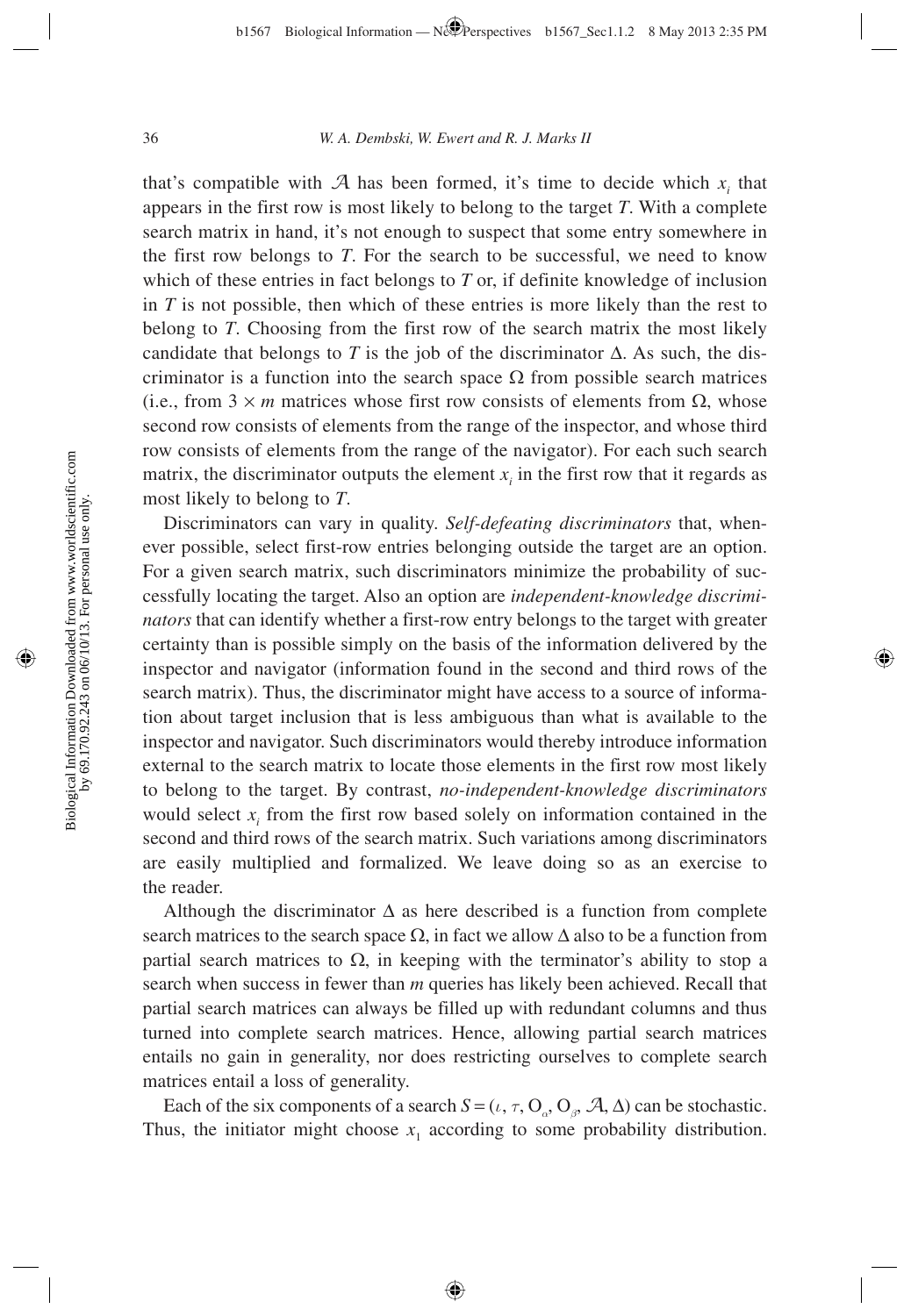that's compatible with $\mathcal{A}$ has been formed, it's time to decide which $x_i$ that appears in the first row is most likely to belong to the target $T$. With a complete search matrix in hand, it's not enough to suspect that some entry somewhere in the first row belongs to $T$. For the search to be successful, we need to know which of these entries in fact belongs to $T$ or, if definite knowledge of inclusion in $T$ is not possible, then which of these entries is more likely than the rest to belong to $T$. Choosing from the first row of the search matrix the most likely candidate that belongs to $T$ is the job of the discriminator $\Delta$. As such, the discriminator is a function into the search space $\Omega$ from possible search matrices (i.e., from $3 \times m$ matrices whose first row consists of elements from $\Omega$, whose second row consists of elements from the range of the inspector, and whose third row consists of elements from the range of the navigator). For each such search matrix, the discriminator outputs the element $x_i$ in the first row that it regards as most likely to belong to $T$.

Discriminators can vary in quality. *Self-defeating discriminators* that, whenever possible, select first-row entries belonging outside the target are an option. For a given search matrix, such discriminators minimize the probability of successfully locating the target. Also an option are *independent-knowledge discriminators* that can identify whether a first-row entry belongs to the target with greater certainty than is possible simply on the basis of the information delivered by the inspector and navigator (information found in the second and third rows of the search matrix). Thus, the discriminator might have access to a source of information about target inclusion that is less ambiguous than what is available to the inspector and navigator. Such discriminators would thereby introduce information external to the search matrix to locate those elements in the first row most likely to belong to the target. By contrast, *no-independent-knowledge discriminators* would select $x_i$ from the first row based solely on information contained in the second and third rows of the search matrix. Such variations among discriminators are easily multiplied and formalized. We leave doing so as an exercise to the reader.

Although the discriminator $\Delta$ as here described is a function from complete search matrices to the search space $\Omega$, in fact we allow $\Delta$ also to be a function from partial search matrices to $\Omega$, in keeping with the terminator's ability to stop a search when success in fewer than $m$ queries has likely been achieved. Recall that partial search matrices can always be filled up with redundant columns and thus turned into complete search matrices. Hence, allowing partial search matrices entails no gain in generality, nor does restricting ourselves to complete search matrices entail a loss of generality.

Each of the six components of a search $S = (\iota, \tau, O_\alpha, O_\beta, \mathcal{A}, \Delta)$ can be stochastic. Thus, the initiator might choose $x_1$ according to some probability distribution.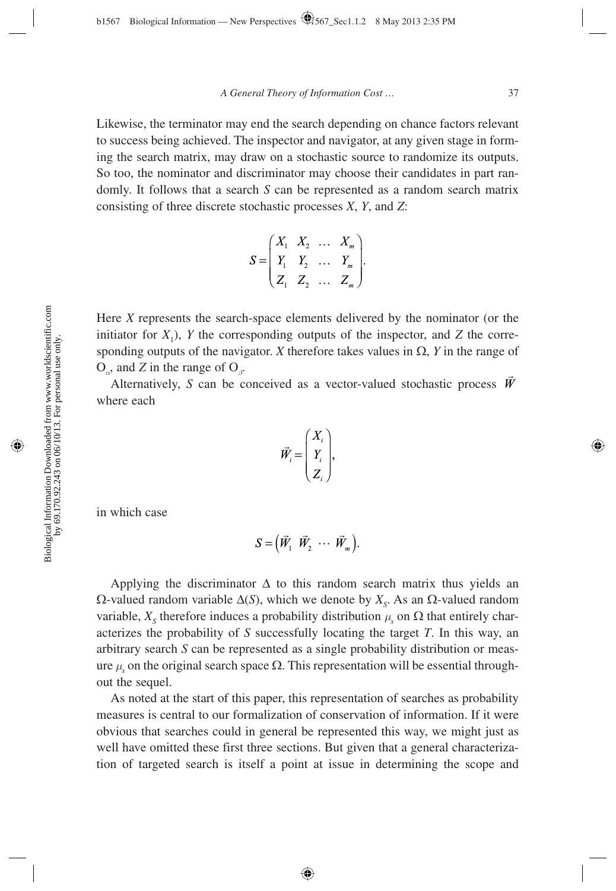Likewise, the terminator may end the search depending on chance factors relevant to success being achieved. The inspector and navigator, at any given stage in forming the search matrix, may draw on a stochastic source to randomize its outputs. So too, the nominator and discriminator may choose their candidates in part randomly. It follows that a search $S$ can be represented as a random search matrix consisting of three discrete stochastic processes $X$, $Y$, and $Z$:

$$S = \begin{pmatrix} X_1 & X_2 & \dots & X_m \\ Y_1 & Y_2 & \dots & Y_m \\ Z_1 & Z_2 & \dots & Z_m \end{pmatrix}.$$

Here $X$ represents the search-space elements delivered by the nominator (or the initiator for $X_1$), $Y$ the corresponding outputs of the inspector, and $Z$ the corresponding outputs of the navigator. $X$ therefore takes values in $\Omega$, $Y$ in the range of $\text{O}_\alpha$, and $Z$ in the range of $\text{O}_\beta$.

Alternatively, $S$ can be conceived as a vector-valued stochastic process $\vec{W}$ where each

$$\vec{W}_i = \begin{pmatrix} X_i \\ Y_i \\ Z_i \end{pmatrix},$$

in which case

$$S = \left(\vec{W}_1 \;\; \vec{W}_2 \;\; \cdots \;\; \vec{W}_m\right).$$

Applying the discriminator $\Delta$ to this random search matrix thus yields an $\Omega$-valued random variable $\Delta(S)$, which we denote by $X_S$. As an $\Omega$-valued random variable, $X_S$ therefore induces a probability distribution $\mu_s$ on $\Omega$ that entirely characterizes the probability of $S$ successfully locating the target $T$. In this way, an arbitrary search $S$ can be represented as a single probability distribution or measure $\mu_s$ on the original search space $\Omega$. This representation will be essential throughout the sequel.

As noted at the start of this paper, this representation of searches as probability measures is central to our formalization of conservation of information. If it were obvious that searches could in general be represented this way, we might just as well have omitted these first three sections. But given that a general characterization of targeted search is itself a point at issue in determining the scope and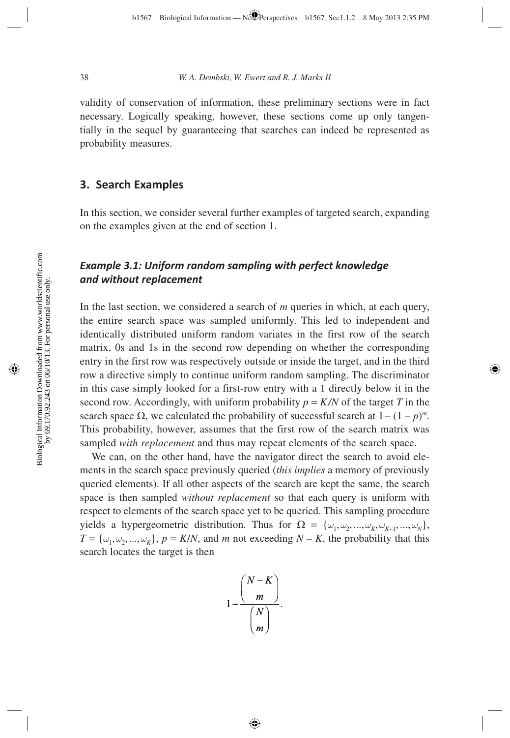validity of conservation of information, these preliminary sections were in fact necessary. Logically speaking, however, these sections come up only tangentially in the sequel by guaranteeing that searches can indeed be represented as probability measures.

## 3. Search Examples

In this section, we consider several further examples of targeted search, expanding on the examples given at the end of section 1.

### *Example 3.1: Uniform random sampling with perfect knowledge and without replacement*

In the last section, we considered a search of $m$ queries in which, at each query, the entire search space was sampled uniformly. This led to independent and identically distributed uniform random variates in the first row of the search matrix, 0s and 1s in the second row depending on whether the corresponding entry in the first row was respectively outside or inside the target, and in the third row a directive simply to continue uniform random sampling. The discriminator in this case simply looked for a first-row entry with a 1 directly below it in the second row. Accordingly, with uniform probability $p = K/N$ of the target $T$ in the search space $\Omega$, we calculated the probability of successful search at $1 - (1 - p)^m$. This probability, however, assumes that the first row of the search matrix was sampled *with replacement* and thus may repeat elements of the search space.

We can, on the other hand, have the navigator direct the search to avoid elements in the search space previously queried (*this implies* a memory of previously queried elements). If all other aspects of the search are kept the same, the search space is then sampled *without replacement* so that each query is uniform with respect to elements of the search space yet to be queried. This sampling procedure yields a hypergeometric distribution. Thus for $\Omega = \{\omega_1, \omega_2, ..., \omega_K, \omega_{K+1}, ..., \omega_N\}$, $T = \{\omega_1, \omega_2, ..., \omega_K\}$, $p = K/N$, and $m$ not exceeding $N - K$, the probability that this search locates the target is then

$$1 - \frac{\binom{N-K}{m}}{\binom{N}{m}}.$$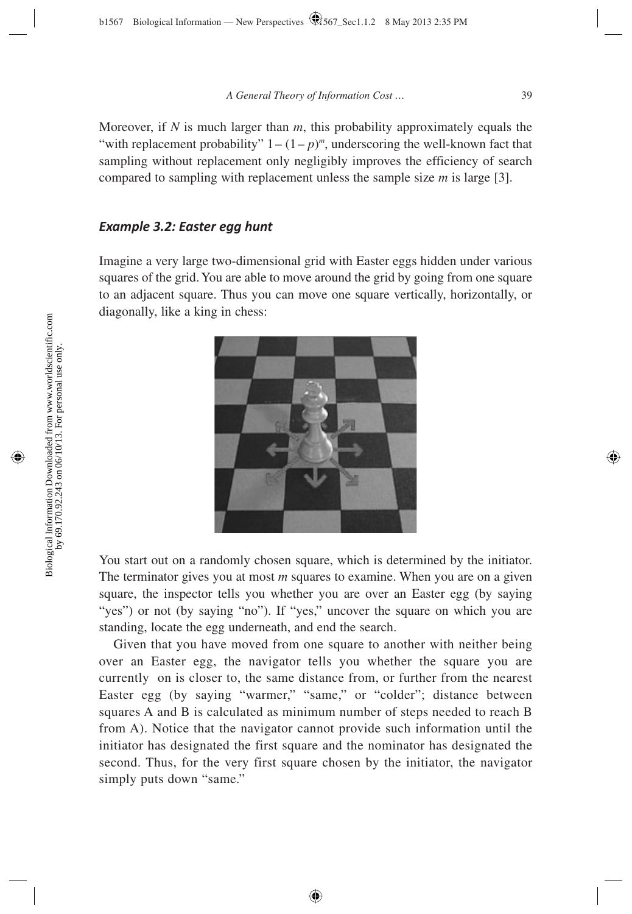Moreover, if $N$ is much larger than $m$, this probability approximately equals the "with replacement probability" $1 - (1 - p)^m$, underscoring the well-known fact that sampling without replacement only negligibly improves the efficiency of search compared to sampling with replacement unless the sample size $m$ is large [3].

### *Example 3.2: Easter egg hunt*

Imagine a very large two-dimensional grid with Easter eggs hidden under various squares of the grid. You are able to move around the grid by going from one square to an adjacent square. Thus you can move one square vertically, horizontally, or diagonally, like a king in chess:

You start out on a randomly chosen square, which is determined by the initiator. The terminator gives you at most $m$ squares to examine. When you are on a given square, the inspector tells you whether you are over an Easter egg (by saying "yes") or not (by saying "no"). If "yes," uncover the square on which you are standing, locate the egg underneath, and end the search.

Given that you have moved from one square to another with neither being over an Easter egg, the navigator tells you whether the square you are currently on is closer to, the same distance from, or further from the nearest Easter egg (by saying "warmer," "same," or "colder"; distance between squares A and B is calculated as minimum number of steps needed to reach B from A). Notice that the navigator cannot provide such information until the initiator has designated the first square and the nominator has designated the second. Thus, for the very first square chosen by the initiator, the navigator simply puts down "same."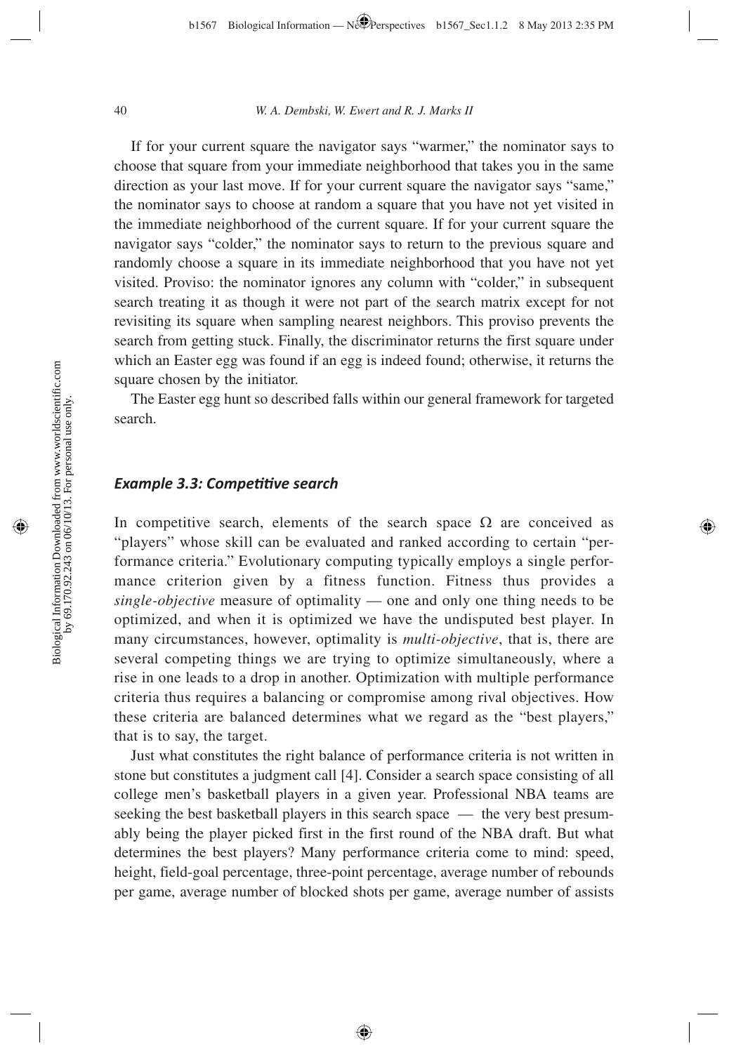If for your current square the navigator says "warmer," the nominator says to choose that square from your immediate neighborhood that takes you in the same direction as your last move. If for your current square the navigator says "same," the nominator says to choose at random a square that you have not yet visited in the immediate neighborhood of the current square. If for your current square the navigator says "colder," the nominator says to return to the previous square and randomly choose a square in its immediate neighborhood that you have not yet visited. Proviso: the nominator ignores any column with "colder," in subsequent search treating it as though it were not part of the search matrix except for not revisiting its square when sampling nearest neighbors. This proviso prevents the search from getting stuck. Finally, the discriminator returns the first square under which an Easter egg was found if an egg is indeed found; otherwise, it returns the square chosen by the initiator.

The Easter egg hunt so described falls within our general framework for targeted search.

#### *Example 3.3: Competitive search*

In competitive search, elements of the search space $\Omega$ are conceived as "players" whose skill can be evaluated and ranked according to certain "performance criteria." Evolutionary computing typically employs a single performance criterion given by a fitness function. Fitness thus provides a *single-objective* measure of optimality — one and only one thing needs to be optimized, and when it is optimized we have the undisputed best player. In many circumstances, however, optimality is *multi-objective*, that is, there are several competing things we are trying to optimize simultaneously, where a rise in one leads to a drop in another. Optimization with multiple performance criteria thus requires a balancing or compromise among rival objectives. How these criteria are balanced determines what we regard as the "best players," that is to say, the target.

Just what constitutes the right balance of performance criteria is not written in stone but constitutes a judgment call [4]. Consider a search space consisting of all college men's basketball players in a given year. Professional NBA teams are seeking the best basketball players in this search space — the very best presumably being the player picked first in the first round of the NBA draft. But what determines the best players? Many performance criteria come to mind: speed, height, field-goal percentage, three-point percentage, average number of rebounds per game, average number of blocked shots per game, average number of assists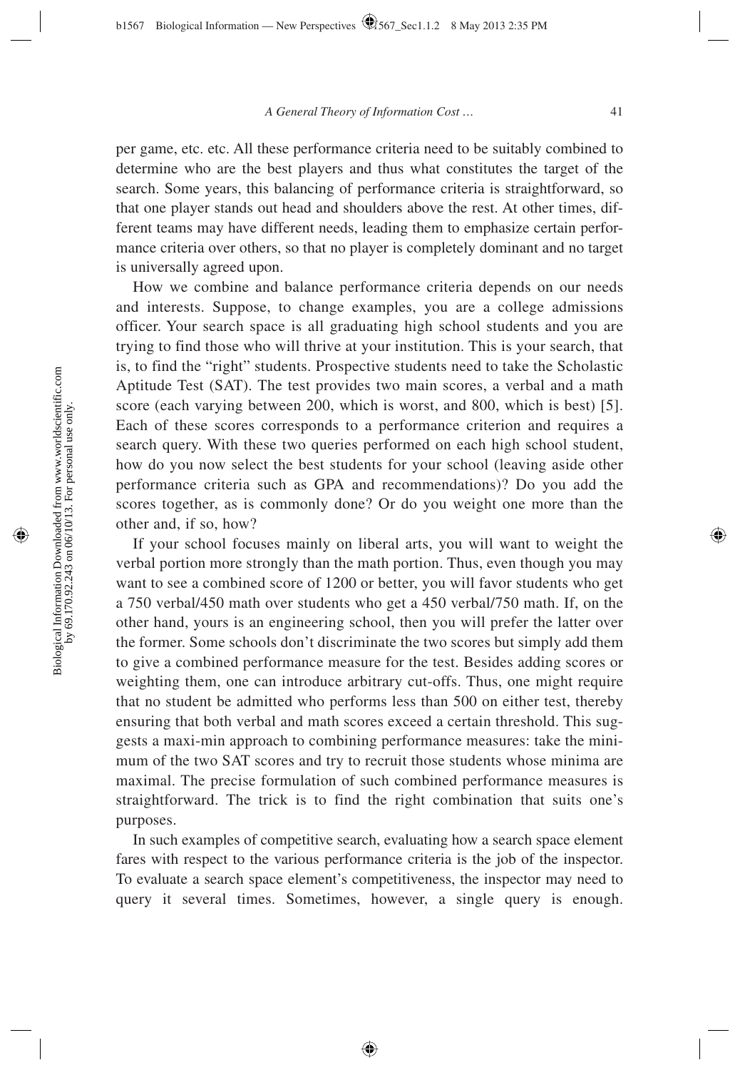per game, etc. etc. All these performance criteria need to be suitably combined to determine who are the best players and thus what constitutes the target of the search. Some years, this balancing of performance criteria is straightforward, so that one player stands out head and shoulders above the rest. At other times, different teams may have different needs, leading them to emphasize certain performance criteria over others, so that no player is completely dominant and no target is universally agreed upon.

How we combine and balance performance criteria depends on our needs and interests. Suppose, to change examples, you are a college admissions officer. Your search space is all graduating high school students and you are trying to find those who will thrive at your institution. This is your search, that is, to find the "right" students. Prospective students need to take the Scholastic Aptitude Test (SAT). The test provides two main scores, a verbal and a math score (each varying between 200, which is worst, and 800, which is best) [5]. Each of these scores corresponds to a performance criterion and requires a search query. With these two queries performed on each high school student, how do you now select the best students for your school (leaving aside other performance criteria such as GPA and recommendations)? Do you add the scores together, as is commonly done? Or do you weight one more than the other and, if so, how?

If your school focuses mainly on liberal arts, you will want to weight the verbal portion more strongly than the math portion. Thus, even though you may want to see a combined score of 1200 or better, you will favor students who get a 750 verbal/450 math over students who get a 450 verbal/750 math. If, on the other hand, yours is an engineering school, then you will prefer the latter over the former. Some schools don't discriminate the two scores but simply add them to give a combined performance measure for the test. Besides adding scores or weighting them, one can introduce arbitrary cut-offs. Thus, one might require that no student be admitted who performs less than 500 on either test, thereby ensuring that both verbal and math scores exceed a certain threshold. This suggests a maxi-min approach to combining performance measures: take the minimum of the two SAT scores and try to recruit those students whose minima are maximal. The precise formulation of such combined performance measures is straightforward. The trick is to find the right combination that suits one's purposes.

In such examples of competitive search, evaluating how a search space element fares with respect to the various performance criteria is the job of the inspector. To evaluate a search space element's competitiveness, the inspector may need to query it several times. Sometimes, however, a single query is enough.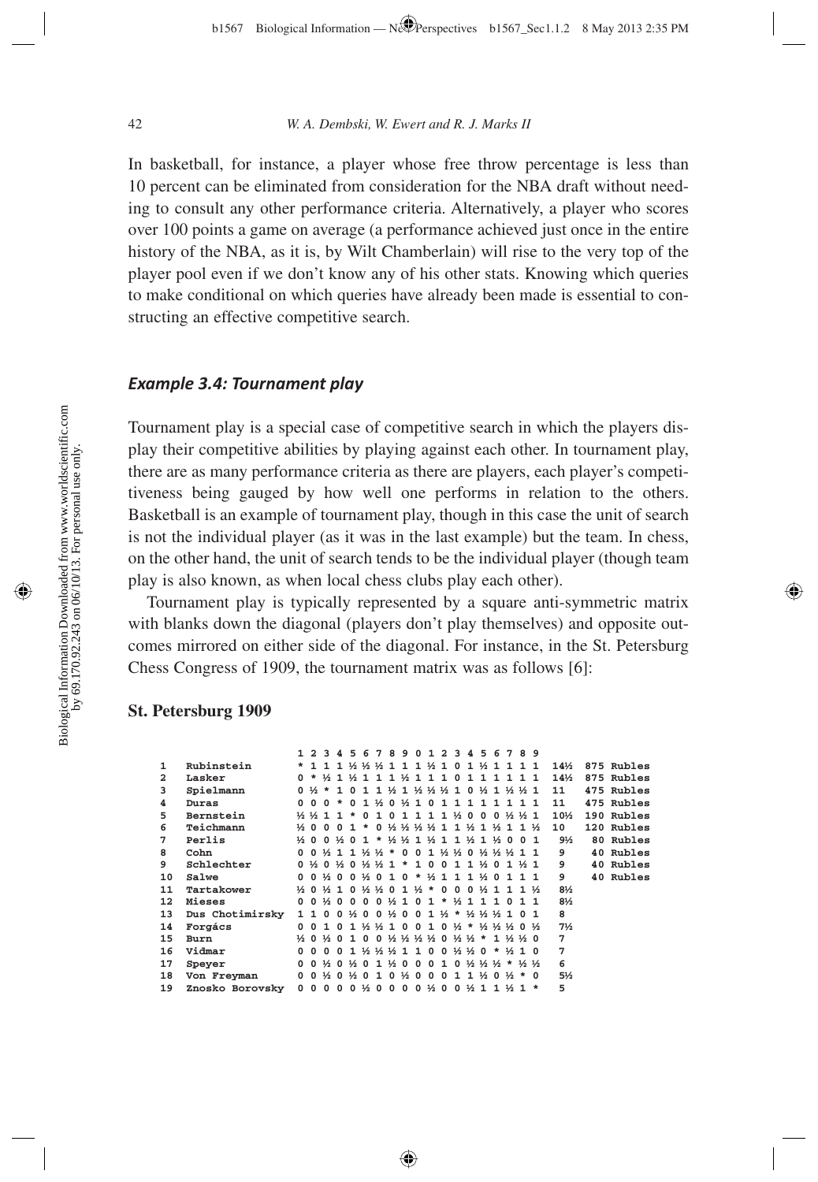In basketball, for instance, a player whose free throw percentage is less than 10 percent can be eliminated from consideration for the NBA draft without needing to consult any other performance criteria. Alternatively, a player who scores over 100 points a game on average (a performance achieved just once in the entire history of the NBA, as it is, by Wilt Chamberlain) will rise to the very top of the player pool even if we don't know any of his other stats. Knowing which queries to make conditional on which queries have already been made is essential to constructing an effective competitive search.

### *Example 3.4: Tournament play*

Tournament play is a special case of competitive search in which the players display their competitive abilities by playing against each other. In tournament play, there are as many performance criteria as there are players, each player's competitiveness being gauged by how well one performs in relation to the others. Basketball is an example of tournament play, though in this case the unit of search is not the individual player (as it was in the last example) but the team. In chess, on the other hand, the unit of search tends to be the individual player (though team play is also known, as when local chess clubs play each other).

Tournament play is typically represented by a square anti-symmetric matrix with blanks down the diagonal (players don't play themselves) and opposite outcomes mirrored on either side of the diagonal. For instance, in the St. Petersburg Chess Congress of 1909, the tournament matrix was as follows [6]:

**St. Petersburg 1909**

| | | 1 | 2 | 3 | 4 | 5 | 6 | 7 | 8 | 9 | 0 | 1 | 2 | 3 | 4 | 5 | 6 | 7 | 8 | 9 | | |
|---|---|---|---|---|---|---|---|---|---|---|---|---|---|---|---|---|---|---|---|---|---|---|
| 1 | Rubinstein | * | 1 | 1 | 1 | ½ | ½ | ½ | 1 | 1 | 1 | ½ | 1 | 0 | 1 | ½ | 1 | 1 | 1 | 1 | 14½ | 875 Rubles |
| 2 | Lasker | 0 | * | ½ | 1 | ½ | 1 | 1 | 1 | ½ | 1 | 1 | 1 | 0 | 1 | 1 | 1 | 1 | 1 | 1 | 14½ | 875 Rubles |
| 3 | Spielmann | 0 | ½ | * | 1 | 0 | 1 | 1 | ½ | 1 | ½ | ½ | ½ | 1 | 0 | ½ | 1 | ½ | ½ | 1 | 11 | 475 Rubles |
| 4 | Duras | 0 | 0 | 0 | * | 0 | 1 | ½ | 0 | ½ | 1 | 0 | 1 | 1 | 1 | 1 | 1 | 1 | 1 | 1 | 11 | 475 Rubles |
| 5 | Bernstein | ½ | ½ | 1 | 1 | * | 0 | 1 | 0 | 1 | 1 | 1 | 1 | ½ | 0 | 0 | 0 | ½ | ½ | 1 | 10½ | 190 Rubles |
| 6 | Teichmann | ½ | 0 | 0 | 0 | 1 | * | 0 | ½ | ½ | ½ | ½ | 1 | 1 | ½ | 1 | ½ | 1 | 1 | ½ | 10 | 120 Rubles |
| 7 | Perlis | ½ | 0 | 0 | ½ | 0 | 1 | * | ½ | ½ | 1 | ½ | 1 | 1 | ½ | 1 | ½ | 0 | 0 | 1 | 9½ | 80 Rubles |
| 8 | Cohn | 0 | 0 | ½ | 1 | 1 | ½ | ½ | * | 0 | 0 | 1 | ½ | ½ | 0 | ½ | ½ | ½ | 1 | 1 | 9 | 40 Rubles |
| 9 | Schlechter | 0 | ½ | 0 | ½ | 0 | ½ | ½ | 1 | * | 1 | 0 | 0 | 1 | 1 | ½ | 0 | 1 | ½ | 1 | 9 | 40 Rubles |
| 10 | Salwe | 0 | 0 | ½ | 0 | 0 | ½ | 0 | 1 | 0 | * | ½ | 1 | 1 | 1 | ½ | 0 | 1 | 1 | 1 | 9 | 40 Rubles |
| 11 | Tartakower | ½ | 0 | ½ | 1 | 0 | ½ | ½ | 0 | 1 | ½ | * | 0 | 0 | 0 | ½ | 1 | 1 | 1 | ½ | 8½ | |
| 12 | Mieses | 0 | 0 | ½ | 0 | 0 | 0 | 0 | ½ | 1 | 0 | 1 | * | ½ | 1 | 1 | 1 | 0 | 1 | 1 | 8½ | |
| 13 | Dus Chotimirsky | 1 | 1 | 0 | 0 | ½ | 0 | 0 | ½ | 0 | 0 | 1 | ½ | * | ½ | ½ | ½ | 1 | 0 | 1 | 8 | |
| 14 | Forgács | 0 | 0 | 1 | 0 | 1 | ½ | ½ | 1 | 0 | 0 | 1 | 0 | ½ | * | ½ | ½ | ½ | 0 | ½ | 7½ | |
| 15 | Burn | ½ | 0 | ½ | 0 | 1 | 0 | 0 | ½ | ½ | ½ | ½ | 0 | ½ | ½ | * | 1 | ½ | ½ | 0 | 7 | |
| 16 | Vidmar | 0 | 0 | 0 | 0 | 1 | ½ | ½ | ½ | 1 | 1 | 0 | 0 | ½ | ½ | 0 | * | ½ | 1 | 0 | 7 | |
| 17 | Speyer | 0 | 0 | ½ | 0 | ½ | 0 | 1 | ½ | 0 | 0 | 0 | 1 | 0 | ½ | ½ | ½ | * | ½ | ½ | 6 | |
| 18 | Von Freyman | 0 | 0 | ½ | 0 | ½ | 0 | 1 | 0 | ½ | 0 | 0 | 0 | 1 | 1 | ½ | 0 | ½ | * | 0 | 5½ | |
| 19 | Znosko Borovsky | 0 | 0 | 0 | 0 | 0 | ½ | 0 | 0 | 0 | 0 | ½ | 0 | 0 | ½ | 1 | 1 | ½ | 1 | * | 5 | |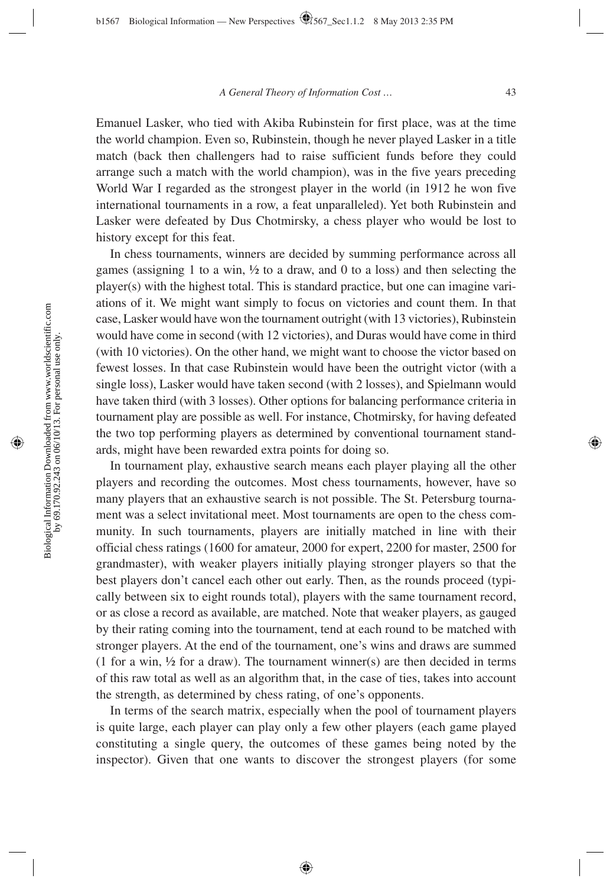Emanuel Lasker, who tied with Akiba Rubinstein for first place, was at the time the world champion. Even so, Rubinstein, though he never played Lasker in a title match (back then challengers had to raise sufficient funds before they could arrange such a match with the world champion), was in the five years preceding World War I regarded as the strongest player in the world (in 1912 he won five international tournaments in a row, a feat unparalleled). Yet both Rubinstein and Lasker were defeated by Dus Chotmirsky, a chess player who would be lost to history except for this feat.

In chess tournaments, winners are decided by summing performance across all games (assigning 1 to a win, ½ to a draw, and 0 to a loss) and then selecting the player(s) with the highest total. This is standard practice, but one can imagine variations of it. We might want simply to focus on victories and count them. In that case, Lasker would have won the tournament outright (with 13 victories), Rubinstein would have come in second (with 12 victories), and Duras would have come in third (with 10 victories). On the other hand, we might want to choose the victor based on fewest losses. In that case Rubinstein would have been the outright victor (with a single loss), Lasker would have taken second (with 2 losses), and Spielmann would have taken third (with 3 losses). Other options for balancing performance criteria in tournament play are possible as well. For instance, Chotmirsky, for having defeated the two top performing players as determined by conventional tournament standards, might have been rewarded extra points for doing so.

In tournament play, exhaustive search means each player playing all the other players and recording the outcomes. Most chess tournaments, however, have so many players that an exhaustive search is not possible. The St. Petersburg tournament was a select invitational meet. Most tournaments are open to the chess community. In such tournaments, players are initially matched in line with their official chess ratings (1600 for amateur, 2000 for expert, 2200 for master, 2500 for grandmaster), with weaker players initially playing stronger players so that the best players don't cancel each other out early. Then, as the rounds proceed (typically between six to eight rounds total), players with the same tournament record, or as close a record as available, are matched. Note that weaker players, as gauged by their rating coming into the tournament, tend at each round to be matched with stronger players. At the end of the tournament, one's wins and draws are summed (1 for a win, ½ for a draw). The tournament winner(s) are then decided in terms of this raw total as well as an algorithm that, in the case of ties, takes into account the strength, as determined by chess rating, of one's opponents.

In terms of the search matrix, especially when the pool of tournament players is quite large, each player can play only a few other players (each game played constituting a single query, the outcomes of these games being noted by the inspector). Given that one wants to discover the strongest players (for some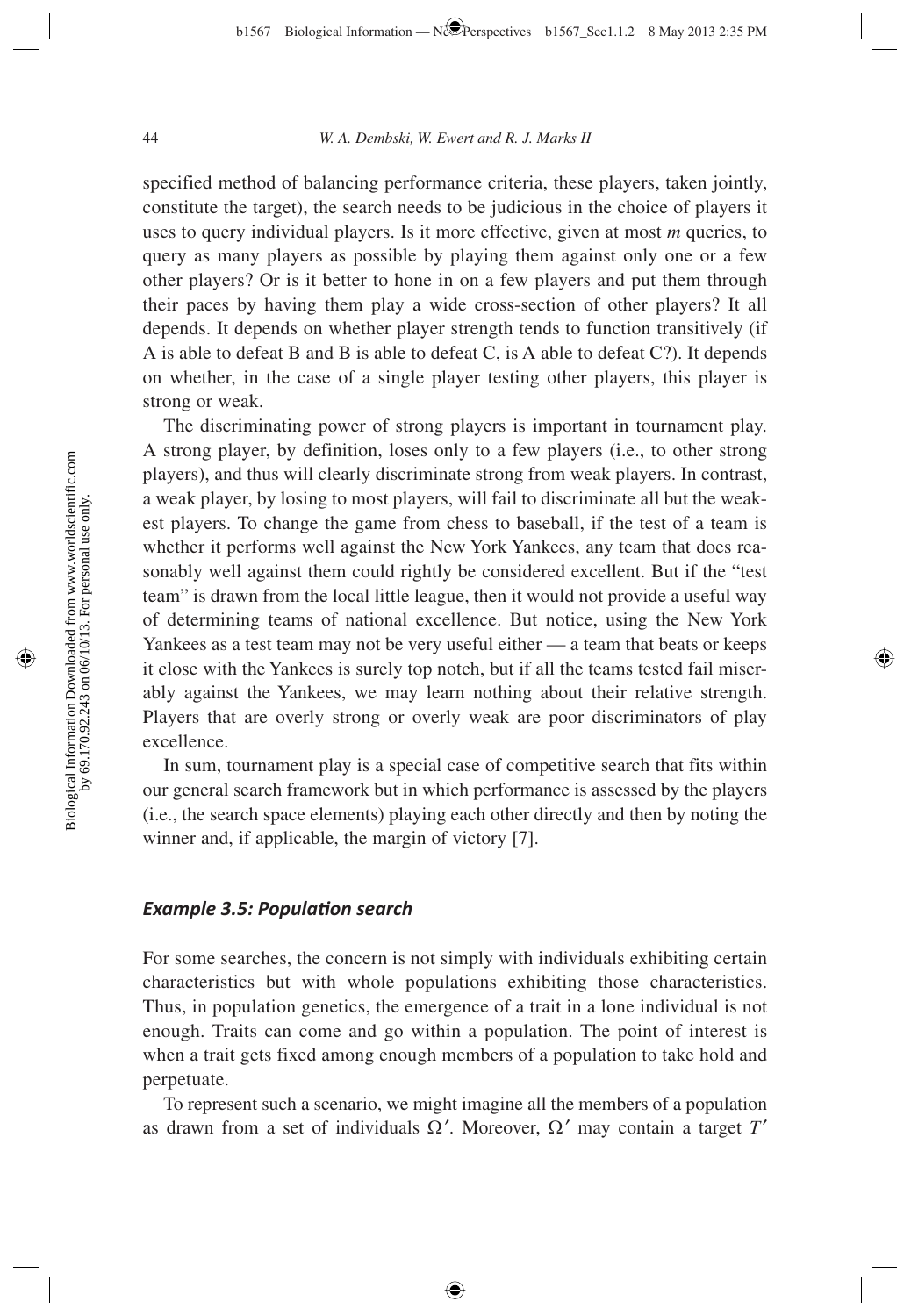specified method of balancing performance criteria, these players, taken jointly, constitute the target), the search needs to be judicious in the choice of players it uses to query individual players. Is it more effective, given at most $m$ queries, to query as many players as possible by playing them against only one or a few other players? Or is it better to hone in on a few players and put them through their paces by having them play a wide cross-section of other players? It all depends. It depends on whether player strength tends to function transitively (if A is able to defeat B and B is able to defeat C, is A able to defeat C?). It depends on whether, in the case of a single player testing other players, this player is strong or weak.

The discriminating power of strong players is important in tournament play. A strong player, by definition, loses only to a few players (i.e., to other strong players), and thus will clearly discriminate strong from weak players. In contrast, a weak player, by losing to most players, will fail to discriminate all but the weakest players. To change the game from chess to baseball, if the test of a team is whether it performs well against the New York Yankees, any team that does reasonably well against them could rightly be considered excellent. But if the "test team" is drawn from the local little league, then it would not provide a useful way of determining teams of national excellence. But notice, using the New York Yankees as a test team may not be very useful either — a team that beats or keeps it close with the Yankees is surely top notch, but if all the teams tested fail miserably against the Yankees, we may learn nothing about their relative strength. Players that are overly strong or overly weak are poor discriminators of play excellence.

In sum, tournament play is a special case of competitive search that fits within our general search framework but in which performance is assessed by the players (i.e., the search space elements) playing each other directly and then by noting the winner and, if applicable, the margin of victory [7].

### *Example 3.5: Population search*

For some searches, the concern is not simply with individuals exhibiting certain characteristics but with whole populations exhibiting those characteristics. Thus, in population genetics, the emergence of a trait in a lone individual is not enough. Traits can come and go within a population. The point of interest is when a trait gets fixed among enough members of a population to take hold and perpetuate.

To represent such a scenario, we might imagine all the members of a population as drawn from a set of individuals $\Omega'$. Moreover, $\Omega'$ may contain a target $T'$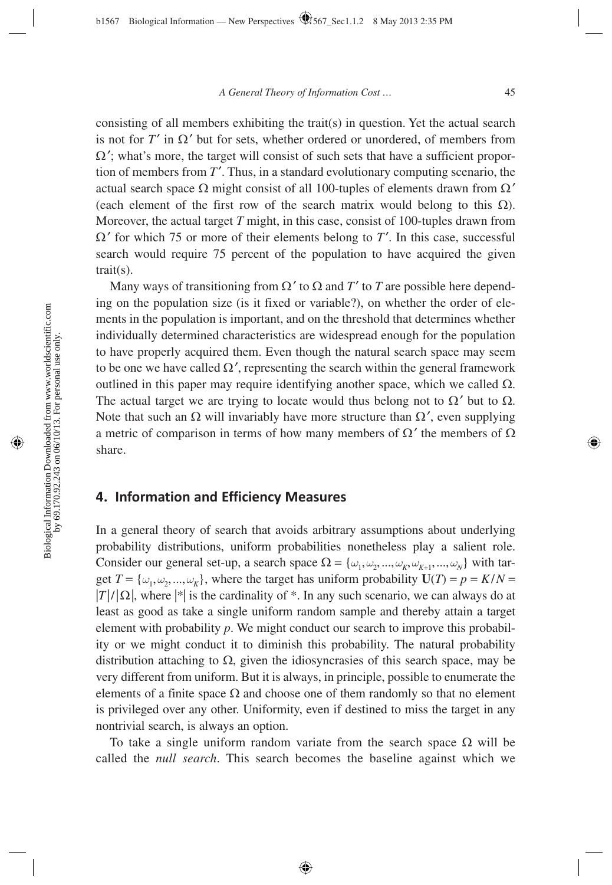consisting of all members exhibiting the trait(s) in question. Yet the actual search is not for $T'$ in $\Omega'$ but for sets, whether ordered or unordered, of members from $\Omega'$; what's more, the target will consist of such sets that have a sufficient proportion of members from $T'$. Thus, in a standard evolutionary computing scenario, the actual search space $\Omega$ might consist of all 100-tuples of elements drawn from $\Omega'$ (each element of the first row of the search matrix would belong to this $\Omega$). Moreover, the actual target $T$ might, in this case, consist of 100-tuples drawn from $\Omega'$ for which 75 or more of their elements belong to $T'$. In this case, successful search would require 75 percent of the population to have acquired the given trait(s).

Many ways of transitioning from $\Omega'$ to $\Omega$ and $T'$ to $T$ are possible here depending on the population size (is it fixed or variable?), on whether the order of elements in the population is important, and on the threshold that determines whether individually determined characteristics are widespread enough for the population to have properly acquired them. Even though the natural search space may seem to be one we have called $\Omega'$, representing the search within the general framework outlined in this paper may require identifying another space, which we called $\Omega$. The actual target we are trying to locate would thus belong not to $\Omega'$ but to $\Omega$. Note that such an $\Omega$ will invariably have more structure than $\Omega'$, even supplying a metric of comparison in terms of how many members of $\Omega'$ the members of $\Omega$ share.

## 4. Information and Efficiency Measures

In a general theory of search that avoids arbitrary assumptions about underlying probability distributions, uniform probabilities nonetheless play a salient role. Consider our general set-up, a search space $\Omega = \{\omega_1, \omega_2, ..., \omega_K, \omega_{K+1}, ..., \omega_N\}$ with target $T = \{\omega_1, \omega_2, ..., \omega_K\}$, where the target has uniform probability $\mathbf{U}(T) = p = K/N = |T|/|\Omega|$, where $|*|$ is the cardinality of *. In any such scenario, we can always do at least as good as take a single uniform random sample and thereby attain a target element with probability $p$. We might conduct our search to improve this probability or we might conduct it to diminish this probability. The natural probability distribution attaching to $\Omega$, given the idiosyncrasies of this search space, may be very different from uniform. But it is always, in principle, possible to enumerate the elements of a finite space $\Omega$ and choose one of them randomly so that no element is privileged over any other. Uniformity, even if destined to miss the target in any nontrivial search, is always an option.

To take a single uniform random variate from the search space $\Omega$ will be called the *null search*. This search becomes the baseline against which we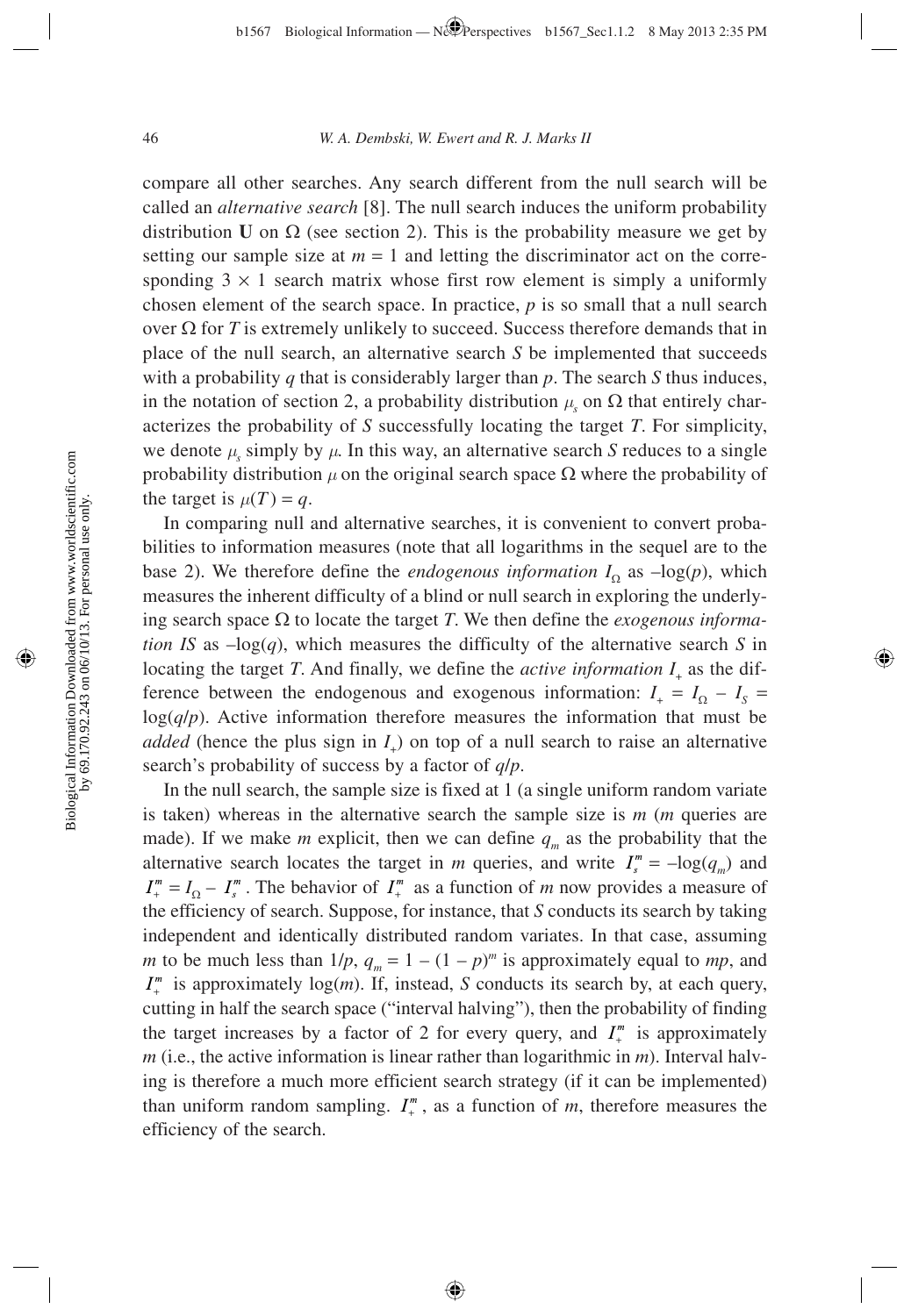compare all other searches. Any search different from the null search will be called an *alternative search* [8]. The null search induces the uniform probability distribution **U** on $\Omega$ (see section 2). This is the probability measure we get by setting our sample size at $m = 1$ and letting the discriminator act on the corresponding $3 \times 1$ search matrix whose first row element is simply a uniformly chosen element of the search space. In practice, $p$ is so small that a null search over $\Omega$ for $T$ is extremely unlikely to succeed. Success therefore demands that in place of the null search, an alternative search $S$ be implemented that succeeds with a probability $q$ that is considerably larger than $p$. The search $S$ thus induces, in the notation of section 2, a probability distribution $\mu_s$ on $\Omega$ that entirely characterizes the probability of $S$ successfully locating the target $T$. For simplicity, we denote $\mu_s$ simply by $\mu$. In this way, an alternative search $S$ reduces to a single probability distribution $\mu$ on the original search space $\Omega$ where the probability of the target is $\mu(T) = q$.

In comparing null and alternative searches, it is convenient to convert probabilities to information measures (note that all logarithms in the sequel are to the base 2). We therefore define the *endogenous information* $I_\Omega$ as $-\log(p)$, which measures the inherent difficulty of a blind or null search in exploring the underlying search space $\Omega$ to locate the target $T$. We then define the *exogenous information IS* as $-\log(q)$, which measures the difficulty of the alternative search $S$ in locating the target $T$. And finally, we define the *active information* $I_+$ as the difference between the endogenous and exogenous information: $I_+ = I_\Omega - I_S = \log(q/p)$. Active information therefore measures the information that must be *added* (hence the plus sign in $I_+$) on top of a null search to raise an alternative search's probability of success by a factor of $q/p$.

In the null search, the sample size is fixed at 1 (a single uniform random variate is taken) whereas in the alternative search the sample size is $m$ ($m$ queries are made). If we make $m$ explicit, then we can define $q_m$ as the probability that the alternative search locates the target in $m$ queries, and write $I_s^m = -\log(q_m)$ and $I_+^m = I_\Omega - I_s^m$. The behavior of $I_+^m$ as a function of $m$ now provides a measure of the efficiency of search. Suppose, for instance, that $S$ conducts its search by taking independent and identically distributed random variates. In that case, assuming $m$ to be much less than $1/p$, $q_m = 1 - (1 - p)^m$ is approximately equal to $mp$, and $I_+^m$ is approximately $\log(m)$. If, instead, $S$ conducts its search by, at each query, cutting in half the search space ("interval halving"), then the probability of finding the target increases by a factor of 2 for every query, and $I_+^m$ is approximately $m$ (i.e., the active information is linear rather than logarithmic in $m$). Interval halving is therefore a much more efficient search strategy (if it can be implemented) than uniform random sampling. $I_+^m$, as a function of $m$, therefore measures the efficiency of the search.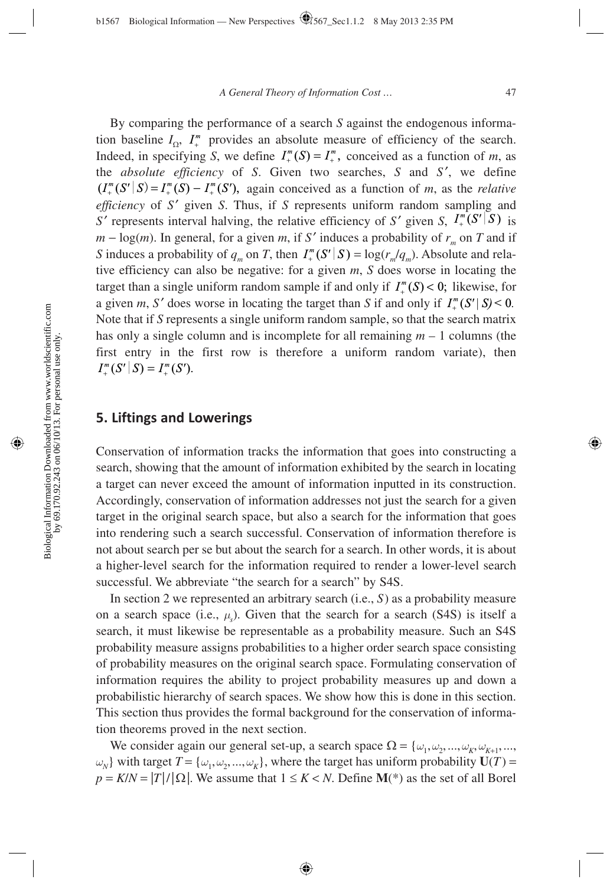By comparing the performance of a search $S$ against the endogenous information baseline $I_\Omega$, $I_+^m$ provides an absolute measure of efficiency of the search. Indeed, in specifying $S$, we define $I_+^m(S) = I_+^m$, conceived as a function of $m$, as the *absolute efficiency* of $S$. Given two searches, $S$ and $S'$, we define $(I_+^m(S'|S) = I_+^m(S) - I_+^m(S')$, again conceived as a function of $m$, as the *relative efficiency* of $S'$ given $S$. Thus, if $S$ represents uniform random sampling and $S'$ represents interval halving, the relative efficiency of $S'$ given $S$, $I_+^m(S'|S)$ is $m - \log(m)$. In general, for a given $m$, if $S'$ induces a probability of $r_m$ on $T$ and if $S$ induces a probability of $q_m$ on $T$, then $I_+^m(S'|S) = \log(r_m/q_m)$. Absolute and relative efficiency can also be negative: for a given $m$, $S$ does worse in locating the target than a single uniform random sample if and only if $I_+^m(S) < 0$; likewise, for a given $m$, $S'$ does worse in locating the target than $S$ if and only if $I_+^m(S'|S) < 0$. Note that if $S$ represents a single uniform random sample, so that the search matrix has only a single column and is incomplete for all remaining $m - 1$ columns (the first entry in the first row is therefore a uniform random variate), then $I_+^m(S'|S) = I_+^m(S')$.

## 5. Liftings and Lowerings

Conservation of information tracks the information that goes into constructing a search, showing that the amount of information exhibited by the search in locating a target can never exceed the amount of information inputted in its construction. Accordingly, conservation of information addresses not just the search for a given target in the original search space, but also a search for the information that goes into rendering such a search successful. Conservation of information therefore is not about search per se but about the search for a search. In other words, it is about a higher-level search for the information required to render a lower-level search successful. We abbreviate "the search for a search" by S4S.

In section 2 we represented an arbitrary search (i.e., $S$) as a probability measure on a search space (i.e., $\mu_s$). Given that the search for a search (S4S) is itself a search, it must likewise be representable as a probability measure. Such an S4S probability measure assigns probabilities to a higher order search space consisting of probability measures on the original search space. Formulating conservation of information requires the ability to project probability measures up and down a probabilistic hierarchy of search spaces. We show how this is done in this section. This section thus provides the formal background for the conservation of information theorems proved in the next section.

We consider again our general set-up, a search space $\Omega = \{\omega_1, \omega_2, ..., \omega_K, \omega_{K+1}, ..., \omega_N\}$ with target $T = \{\omega_1, \omega_2, ..., \omega_K\}$, where the target has uniform probability $\mathbf{U}(T) = p = K/N = |T|/|\Omega|$. We assume that $1 \leq K < N$. Define $\mathbf{M}(*)$ as the set of all Borel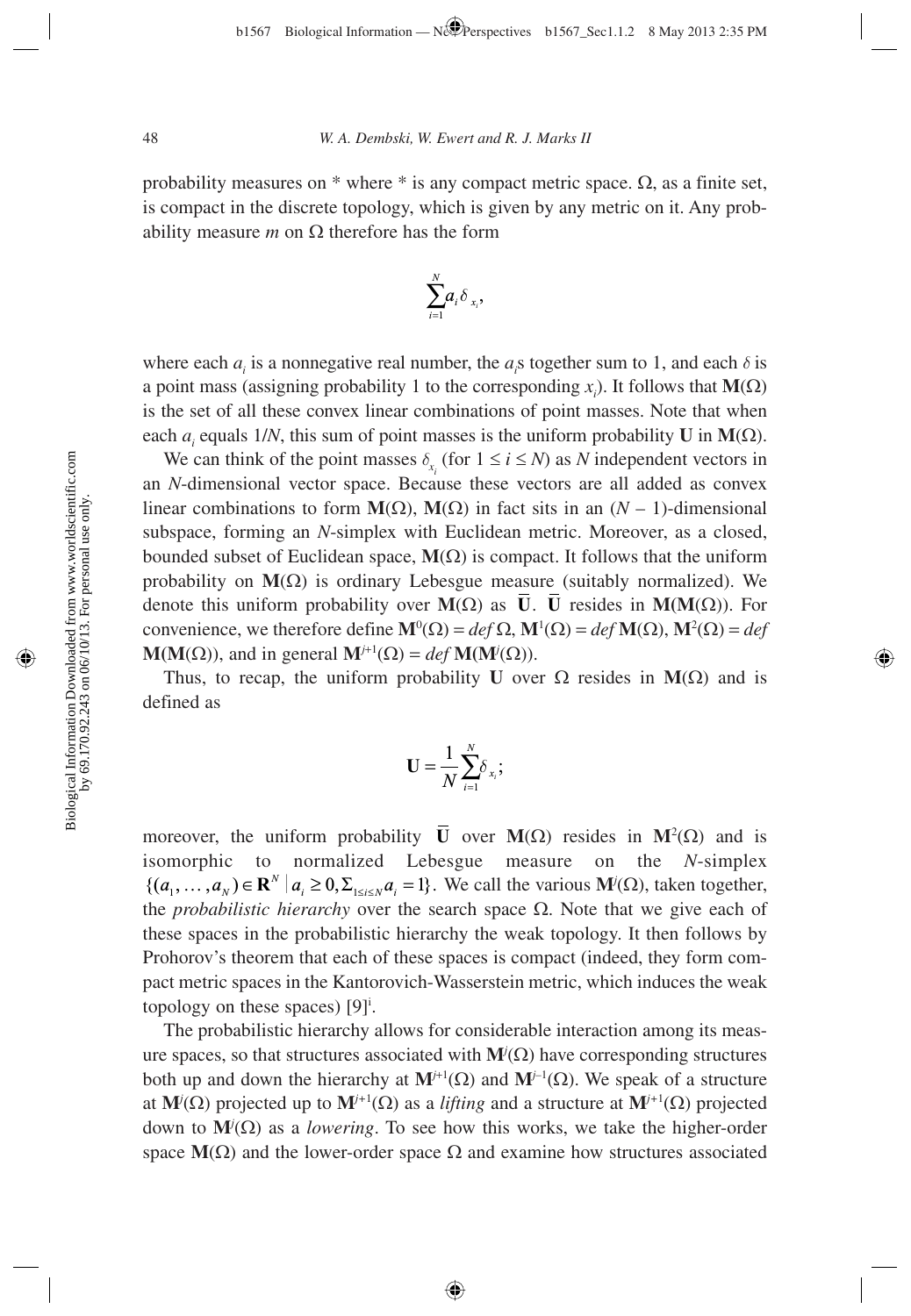probability measures on * where * is any compact metric space. $\Omega$, as a finite set, is compact in the discrete topology, which is given by any metric on it. Any probability measure $m$ on $\Omega$ therefore has the form

$$\sum_{i=1}^{N} a_i \delta_{x_i},$$

where each $a_i$ is a nonnegative real number, the $a_i$s together sum to 1, and each $\delta$ is a point mass (assigning probability 1 to the corresponding $x_i$). It follows that $\mathbf{M}(\Omega)$ is the set of all these convex linear combinations of point masses. Note that when each $a_i$ equals $1/N$, this sum of point masses is the uniform probability $\mathbf{U}$ in $\mathbf{M}(\Omega)$.

We can think of the point masses $\delta_{x_i}$ (for $1 \leq i \leq N$) as $N$ independent vectors in an $N$-dimensional vector space. Because these vectors are all added as convex linear combinations to form $\mathbf{M}(\Omega)$, $\mathbf{M}(\Omega)$ in fact sits in an $(N - 1)$-dimensional subspace, forming an $N$-simplex with Euclidean metric. Moreover, as a closed, bounded subset of Euclidean space, $\mathbf{M}(\Omega)$ is compact. It follows that the uniform probability on $\mathbf{M}(\Omega)$ is ordinary Lebesgue measure (suitably normalized). We denote this uniform probability over $\mathbf{M}(\Omega)$ as $\overline{\mathbf{U}}$. $\overline{\mathbf{U}}$ resides in $\mathbf{M}(\mathbf{M}(\Omega))$. For convenience, we therefore define $\mathbf{M}^0(\Omega) = def\ \Omega$, $\mathbf{M}^1(\Omega) = def\ \mathbf{M}(\Omega)$, $\mathbf{M}^2(\Omega) = def\ \mathbf{M}(\mathbf{M}(\Omega))$, and in general $\mathbf{M}^{j+1}(\Omega) = def\ \mathbf{M}(\mathbf{M}^j(\Omega))$.

Thus, to recap, the uniform probability $\mathbf{U}$ over $\Omega$ resides in $\mathbf{M}(\Omega)$ and is defined as

$$\mathbf{U} = \frac{1}{N}\sum_{i=1}^{N} \delta_{x_i};$$

moreover, the uniform probability $\overline{\mathbf{U}}$ over $\mathbf{M}(\Omega)$ resides in $\mathbf{M}^2(\Omega)$ and is isomorphic to normalized Lebesgue measure on the $N$-simplex $\{(a_1, \ldots, a_N) \in \mathbf{R}^N \mid a_i \geq 0, \Sigma_{1 \leq i \leq N} a_i = 1\}$. We call the various $\mathbf{M}^j(\Omega)$, taken together, the *probabilistic hierarchy* over the search space $\Omega$. Note that we give each of these spaces in the probabilistic hierarchy the weak topology. It then follows by Prohorov's theorem that each of these spaces is compact (indeed, they form compact metric spaces in the Kantorovich-Wasserstein metric, which induces the weak topology on these spaces) [9][i].

The probabilistic hierarchy allows for considerable interaction among its measure spaces, so that structures associated with $\mathbf{M}^j(\Omega)$ have corresponding structures both up and down the hierarchy at $\mathbf{M}^{j+1}(\Omega)$ and $\mathbf{M}^{j-1}(\Omega)$. We speak of a structure at $\mathbf{M}^j(\Omega)$ projected up to $\mathbf{M}^{j+1}(\Omega)$ as a *lifting* and a structure at $\mathbf{M}^{j+1}(\Omega)$ projected down to $\mathbf{M}^j(\Omega)$ as a *lowering*. To see how this works, we take the higher-order space $\mathbf{M}(\Omega)$ and the lower-order space $\Omega$ and examine how structures associated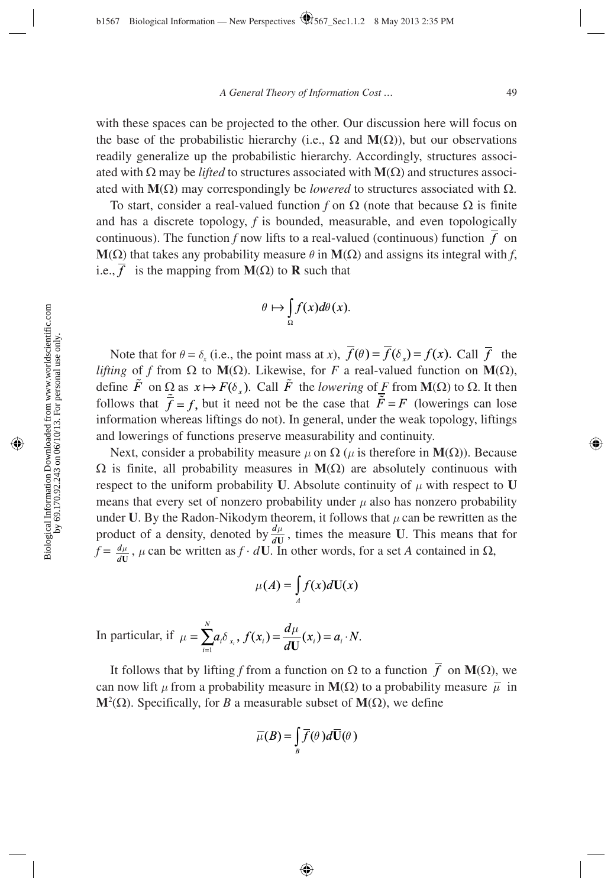with these spaces can be projected to the other. Our discussion here will focus on the base of the probabilistic hierarchy (i.e., $\Omega$ and $\mathbf{M}(\Omega)$), but our observations readily generalize up the probabilistic hierarchy. Accordingly, structures associated with $\Omega$ may be *lifted* to structures associated with $\mathbf{M}(\Omega)$ and structures associated with $\mathbf{M}(\Omega)$ may correspondingly be *lowered* to structures associated with $\Omega$.

To start, consider a real-valued function $f$ on $\Omega$ (note that because $\Omega$ is finite and has a discrete topology, $f$ is bounded, measurable, and even topologically continuous). The function $f$ now lifts to a real-valued (continuous) function $\overline{f}$ on $\mathbf{M}(\Omega)$ that takes any probability measure $\theta$ in $\mathbf{M}(\Omega)$ and assigns its integral with $f$, i.e., $\overline{f}$ is the mapping from $\mathbf{M}(\Omega)$ to $\mathbf{R}$ such that

$$\theta \mapsto \int_{\Omega} f(x) d\theta(x).$$

Note that for $\theta = \delta_x$ (i.e., the point mass at $x$), $\overline{f}(\theta) = \overline{f}(\delta_x) = f(x)$. Call $\overline{f}$ the *lifting* of $f$ from $\Omega$ to $\mathbf{M}(\Omega)$. Likewise, for $F$ a real-valued function on $\mathbf{M}(\Omega)$, define $\tilde{F}$ on $\Omega$ as $x \mapsto F(\delta_x)$. Call $\tilde{F}$ the *lowering* of $F$ from $\mathbf{M}(\Omega)$ to $\Omega$. It then follows that $\tilde{\overline{f}} = f$, but it need not be the case that $\overline{\tilde{F}} = F$ (lowerings can lose information whereas liftings do not). In general, under the weak topology, liftings and lowerings of functions preserve measurability and continuity.

Next, consider a probability measure $\mu$ on $\Omega$ ($\mu$ is therefore in $\mathbf{M}(\Omega)$). Because $\Omega$ is finite, all probability measures in $\mathbf{M}(\Omega)$ are absolutely continuous with respect to the uniform probability $\mathbf{U}$. Absolute continuity of $\mu$ with respect to $\mathbf{U}$ means that every set of nonzero probability under $\mu$ also has nonzero probability under $\mathbf{U}$. By the Radon-Nikodym theorem, it follows that $\mu$ can be rewritten as the product of a density, denoted by $\frac{d\mu}{d\mathbf{U}}$, times the measure $\mathbf{U}$. This means that for $f = \frac{d\mu}{d\mathbf{U}}$, $\mu$ can be written as $f \cdot d\mathbf{U}$. In other words, for a set $A$ contained in $\Omega$,

$$\mu(A) = \int_{A} f(x) d\mathbf{U}(x)$$

In particular, if $\mu = \sum_{i=1}^{N} a_i \delta_{x_i}$, $f(x_i) = \frac{d\mu}{d\mathbf{U}}(x_i) = a_i \cdot N$.

It follows that by lifting $f$ from a function on $\Omega$ to a function $\overline{f}$ on $\mathbf{M}(\Omega)$, we can now lift $\mu$ from a probability measure in $\mathbf{M}(\Omega)$ to a probability measure $\overline{\mu}$ in $\mathbf{M}^2(\Omega)$. Specifically, for $B$ a measurable subset of $\mathbf{M}(\Omega)$, we define

$$\overline{\mu}(B) = \int_{B} \overline{f}(\theta) d\overline{\mathbf{U}}(\theta)$$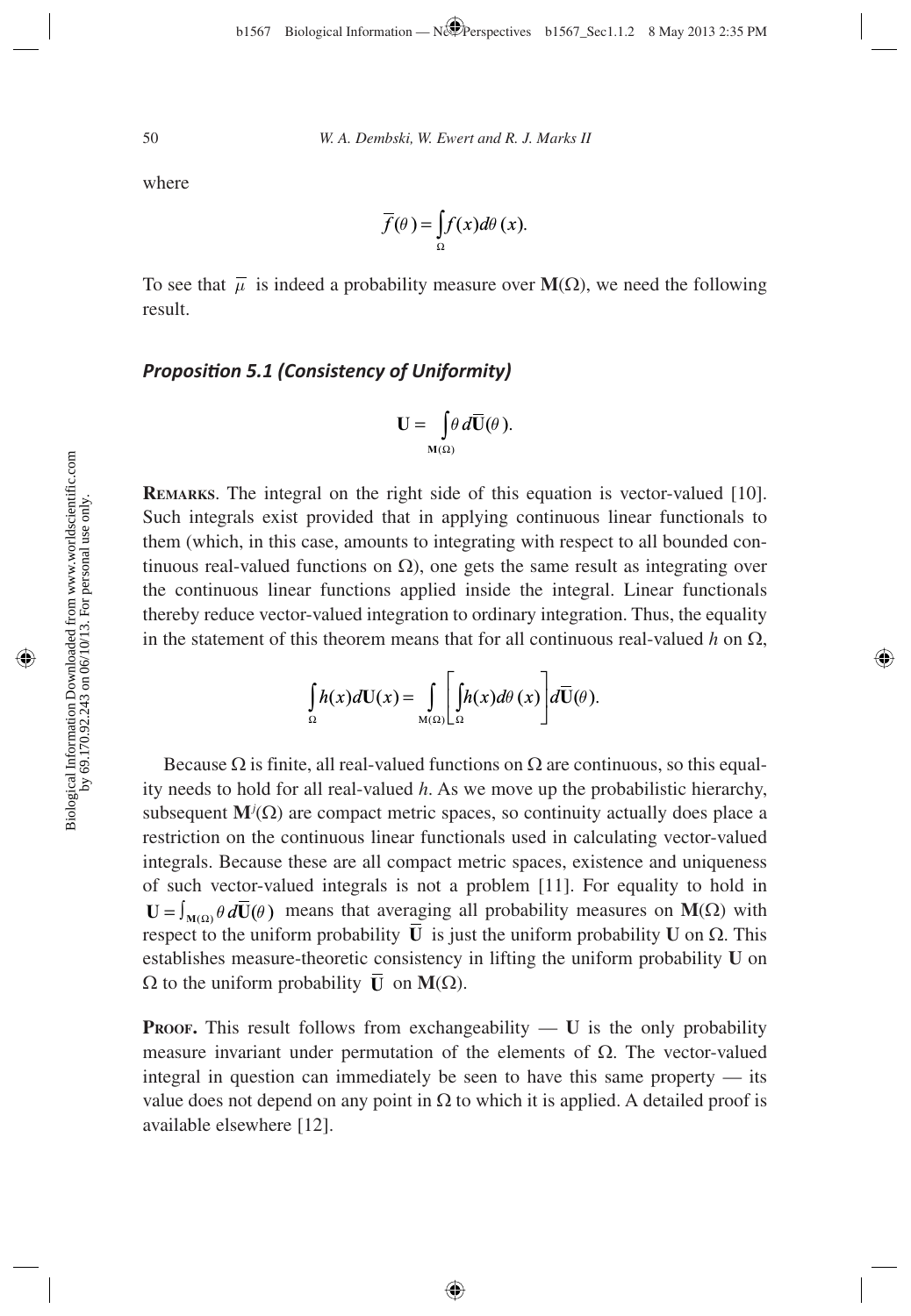where

$$\overline{f}(\theta) = \int_{\Omega} f(x) d\theta(x).$$

To see that $\overline{\mu}$ is indeed a probability measure over $\mathbf{M}(\Omega)$, we need the following result.

### *Proposition 5.1 (Consistency of Uniformity)*

$$\mathbf{U} = \int_{\mathbf{M}(\Omega)} \theta \, d\overline{\mathbf{U}}(\theta).$$

**Remarks**. The integral on the right side of this equation is vector-valued [10]. Such integrals exist provided that in applying continuous linear functionals to them (which, in this case, amounts to integrating with respect to all bounded continuous real-valued functions on $\Omega$), one gets the same result as integrating over the continuous linear functions applied inside the integral. Linear functionals thereby reduce vector-valued integration to ordinary integration. Thus, the equality in the statement of this theorem means that for all continuous real-valued $h$ on $\Omega$,

$$\int_{\Omega} h(x) d\mathbf{U}(x) = \int_{\mathbf{M}(\Omega)} \left[ \int_{\Omega} h(x) d\theta(x) \right] d\overline{\mathbf{U}}(\theta).$$

Because $\Omega$ is finite, all real-valued functions on $\Omega$ are continuous, so this equality needs to hold for all real-valued $h$. As we move up the probabilistic hierarchy, subsequent $\mathbf{M}^j(\Omega)$ are compact metric spaces, so continuity actually does place a restriction on the continuous linear functionals used in calculating vector-valued integrals. Because these are all compact metric spaces, existence and uniqueness of such vector-valued integrals is not a problem [11]. For equality to hold in $\mathbf{U} = \int_{\mathbf{M}(\Omega)} \theta \, d\overline{\mathbf{U}}(\theta)$ means that averaging all probability measures on $\mathbf{M}(\Omega)$ with respect to the uniform probability $\overline{\mathbf{U}}$ is just the uniform probability $\mathbf{U}$ on $\Omega$. This establishes measure-theoretic consistency in lifting the uniform probability $\mathbf{U}$ on $\Omega$ to the uniform probability $\overline{\mathbf{U}}$ on $\mathbf{M}(\Omega)$.

**Proof.** This result follows from exchangeability — $\mathbf{U}$ is the only probability measure invariant under permutation of the elements of $\Omega$. The vector-valued integral in question can immediately be seen to have this same property — its value does not depend on any point in $\Omega$ to which it is applied. A detailed proof is available elsewhere [12].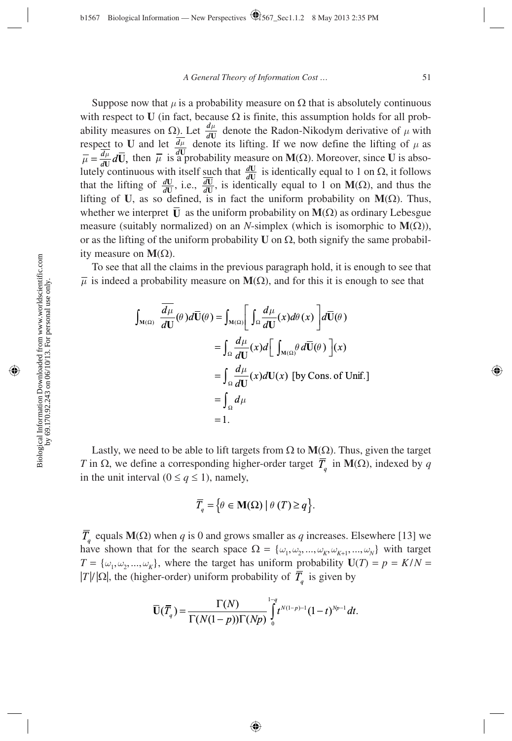Suppose now that $\mu$ is a probability measure on $\Omega$ that is absolutely continuous with respect to $\mathbf{U}$ (in fact, because $\Omega$ is finite, this assumption holds for all probability measures on $\Omega$). Let $\frac{d\mu}{d\mathbf{U}}$ denote the Radon-Nikodym derivative of $\mu$ with respect to $\mathbf{U}$ and let $\overline{\frac{d\mu}{d\mathbf{U}}}$ denote its lifting. If we now define the lifting of $\mu$ as $\overline{\mu} = \overline{\frac{d\mu}{d\mathbf{U}}} d\overline{\mathbf{U}}$, then $\overline{\mu}$ is a probability measure on $\mathbf{M}(\Omega)$. Moreover, since $\mathbf{U}$ is absolutely continuous with itself such that $\frac{d\mathbf{U}}{d\mathbf{U}}$ is identically equal to 1 on $\Omega$, it follows that the lifting of $\frac{d\mathbf{U}}{d\mathbf{U}}$, i.e., $\overline{\frac{d\mathbf{U}}{d\mathbf{U}}}$, is identically equal to 1 on $\mathbf{M}(\Omega)$, and thus the lifting of $\mathbf{U}$, as so defined, is in fact the uniform probability on $\mathbf{M}(\Omega)$. Thus, whether we interpret $\overline{\mathbf{U}}$ as the uniform probability on $\mathbf{M}(\Omega)$ as ordinary Lebesgue measure (suitably normalized) on an $N$-simplex (which is isomorphic to $\mathbf{M}(\Omega)$), or as the lifting of the uniform probability $\mathbf{U}$ on $\Omega$, both signify the same probability measure on $\mathbf{M}(\Omega)$.

To see that all the claims in the previous paragraph hold, it is enough to see that $\overline{\mu}$ is indeed a probability measure on $\mathbf{M}(\Omega)$, and for this it is enough to see that

$$
\begin{aligned}
\int_{\mathbf{M}(\Omega)} \overline{\frac{d\mu}{d\mathbf{U}}}(\theta) d\overline{\mathbf{U}}(\theta) &= \int_{\mathbf{M}(\Omega)} \left[ \int_{\Omega} \frac{d\mu}{d\mathbf{U}}(x) d\theta(x) \right] d\overline{\mathbf{U}}(\theta) \\
&= \int_{\Omega} \frac{d\mu}{d\mathbf{U}}(x) d\left[ \int_{\mathbf{M}(\Omega)} \theta \, d\overline{\mathbf{U}}(\theta) \right](x) \\
&= \int_{\Omega} \frac{d\mu}{d\mathbf{U}}(x) d\mathbf{U}(x) \text{ [by Cons. of Unif.]} \\
&= \int_{\Omega} d\mu \\
&= 1.
\end{aligned}
$$

Lastly, we need to be able to lift targets from $\Omega$ to $\mathbf{M}(\Omega)$. Thus, given the target $T$ in $\Omega$, we define a corresponding higher-order target $\overline{T}_q$ in $\mathbf{M}(\Omega)$, indexed by $q$ in the unit interval ($0 \leq q \leq 1$), namely,

$$
\overline{T}_q = \left\{ \theta \in \mathbf{M}(\Omega) \mid \theta(T) \geq q \right\}.
$$

$\overline{T}_q$ equals $\mathbf{M}(\Omega)$ when $q$ is 0 and grows smaller as $q$ increases. Elsewhere [13] we have shown that for the search space $\Omega = \{\omega_1, \omega_2, ..., \omega_K, \omega_{K+1}, ..., \omega_N\}$ with target $T = \{\omega_1, \omega_2, ..., \omega_K\}$, where the target has uniform probability $\mathbf{U}(T) = p = K/N = |T|/|\Omega|$, the (higher-order) uniform probability of $\overline{T}_q$ is given by

$$
\overline{\mathbf{U}}(\overline{T}_q) = \frac{\Gamma(N)}{\Gamma(N(1-p))\Gamma(Np)} \int_0^{1-q} t^{N(1-p)-1}(1-t)^{Np-1} dt.
$$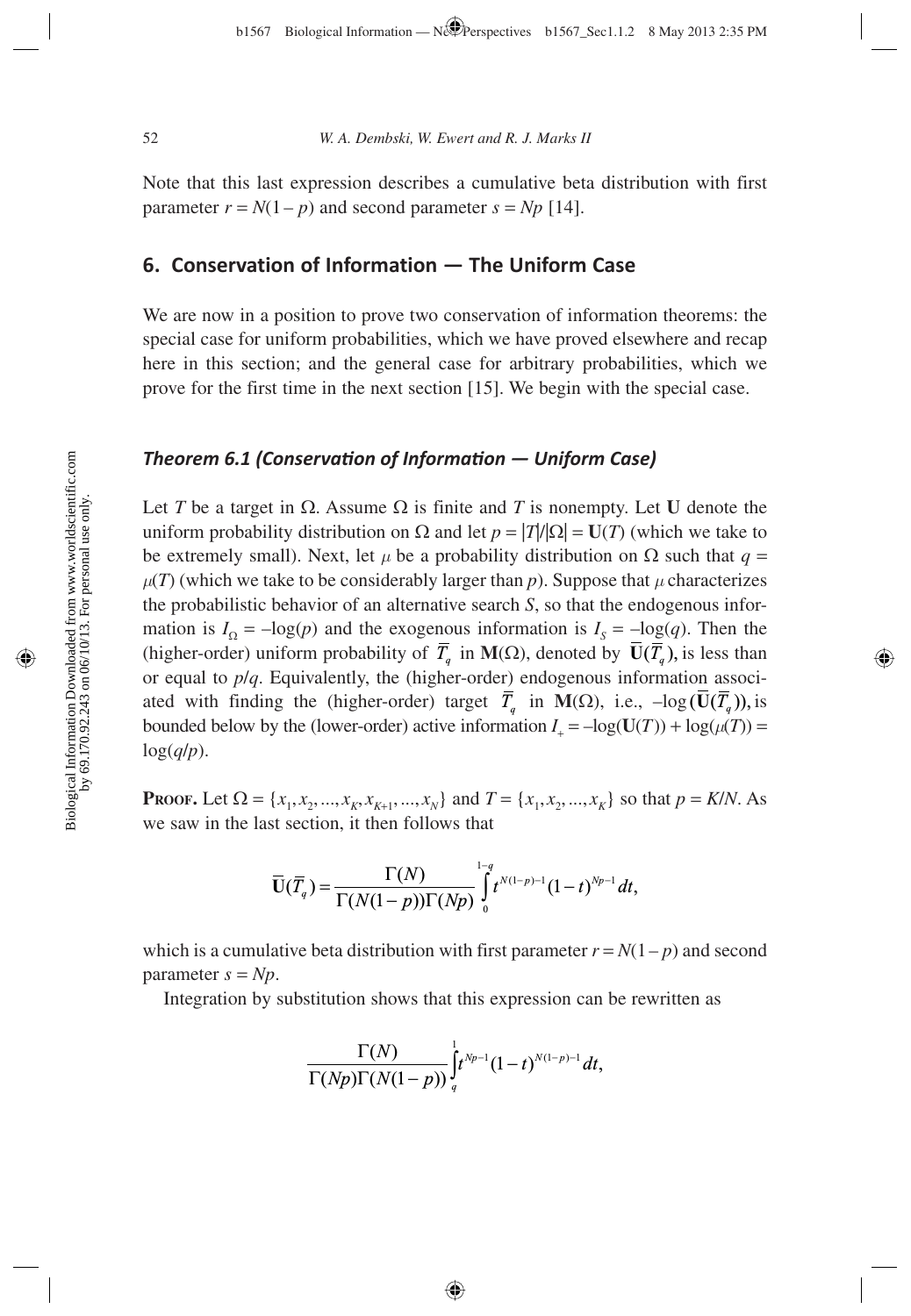Note that this last expression describes a cumulative beta distribution with first parameter $r = N(1 - p)$ and second parameter $s = Np$ [14].

## 6. Conservation of Information — The Uniform Case

We are now in a position to prove two conservation of information theorems: the special case for uniform probabilities, which we have proved elsewhere and recap here in this section; and the general case for arbitrary probabilities, which we prove for the first time in the next section [15]. We begin with the special case.

### *Theorem 6.1 (Conservation of Information — Uniform Case)*

Let $T$ be a target in $\Omega$. Assume $\Omega$ is finite and $T$ is nonempty. Let $\mathbf{U}$ denote the uniform probability distribution on $\Omega$ and let $p = |T|/|\Omega| = \mathbf{U}(T)$ (which we take to be extremely small). Next, let $\mu$ be a probability distribution on $\Omega$ such that $q = \mu(T)$ (which we take to be considerably larger than $p$). Suppose that $\mu$ characterizes the probabilistic behavior of an alternative search $S$, so that the endogenous information is $I_\Omega = -\log(p)$ and the exogenous information is $I_S = -\log(q)$. Then the (higher-order) uniform probability of $\overline{T}_q$ in $\mathbf{M}(\Omega)$, denoted by $\overline{\mathbf{U}}(\overline{T}_q)$, is less than or equal to $p/q$. Equivalently, the (higher-order) endogenous information associated with finding the (higher-order) target $\overline{T}_q$ in $\mathbf{M}(\Omega)$, i.e., $-\log(\overline{\mathbf{U}}(\overline{T}_q))$, is bounded below by the (lower-order) active information $I_+ = -\log(\mathbf{U}(T)) + \log(\mu(T)) = \log(q/p)$.

**Proof.** Let $\Omega = \{x_1, x_2, ..., x_K, x_{K+1}, ..., x_N\}$ and $T = \{x_1, x_2, ..., x_K\}$ so that $p = K/N$. As we saw in the last section, it then follows that

$$\overline{\mathbf{U}}(\overline{T}_q) = \frac{\Gamma(N)}{\Gamma(N(1-p))\Gamma(Np)} \int_0^{1-q} t^{N(1-p)-1}(1-t)^{Np-1}\,dt,$$

which is a cumulative beta distribution with first parameter $r = N(1 - p)$ and second parameter $s = Np$.

Integration by substitution shows that this expression can be rewritten as

$$\frac{\Gamma(N)}{\Gamma(Np)\Gamma(N(1-p))} \int_q^1 t^{Np-1}(1-t)^{N(1-p)-1}\,dt,$$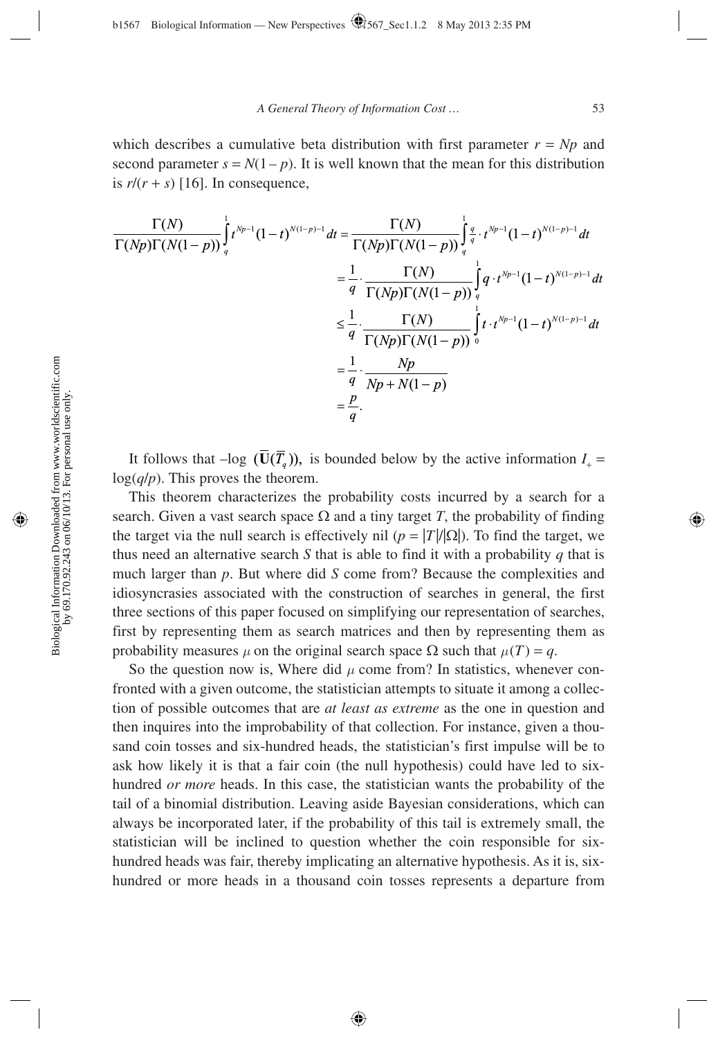which describes a cumulative beta distribution with first parameter $r = Np$ and second parameter $s = N(1-p)$. It is well known that the mean for this distribution is $r/(r+s)$ [16]. In consequence,

$$
\begin{aligned}
\frac{\Gamma(N)}{\Gamma(Np)\Gamma(N(1-p))}\int_q^1 t^{Np-1}(1-t)^{N(1-p)-1}\,dt &= \frac{\Gamma(N)}{\Gamma(Np)\Gamma(N(1-p))}\int_q^1 \frac{q}{q}\cdot t^{Np-1}(1-t)^{N(1-p)-1}\,dt \\
&= \frac{1}{q}\cdot\frac{\Gamma(N)}{\Gamma(Np)\Gamma(N(1-p))}\int_q^1 q\cdot t^{Np-1}(1-t)^{N(1-p)-1}\,dt \\
&\leq \frac{1}{q}\cdot\frac{\Gamma(N)}{\Gamma(Np)\Gamma(N(1-p))}\int_0^1 t\cdot t^{Np-1}(1-t)^{N(1-p)-1}\,dt \\
&= \frac{1}{q}\cdot\frac{Np}{Np+N(1-p)} \\
&= \frac{p}{q}.
\end{aligned}
$$

It follows that $-\log\,(\overline{\mathbf{U}}(\overline{T}_q))$, is bounded below by the active information $I_+ = \log(q/p)$. This proves the theorem.

This theorem characterizes the probability costs incurred by a search for a search. Given a vast search space $\Omega$ and a tiny target $T$, the probability of finding the target via the null search is effectively nil ($p = |T|/|\Omega|$). To find the target, we thus need an alternative search $S$ that is able to find it with a probability $q$ that is much larger than $p$. But where did $S$ come from? Because the complexities and idiosyncrasies associated with the construction of searches in general, the first three sections of this paper focused on simplifying our representation of searches, first by representing them as search matrices and then by representing them as probability measures $\mu$ on the original search space $\Omega$ such that $\mu(T) = q$.

So the question now is, Where did $\mu$ come from? In statistics, whenever confronted with a given outcome, the statistician attempts to situate it among a collection of possible outcomes that are *at least as extreme* as the one in question and then inquires into the improbability of that collection. For instance, given a thousand coin tosses and six-hundred heads, the statistician's first impulse will be to ask how likely it is that a fair coin (the null hypothesis) could have led to six-hundred *or more* heads. In this case, the statistician wants the probability of the tail of a binomial distribution. Leaving aside Bayesian considerations, which can always be incorporated later, if the probability of this tail is extremely small, the statistician will be inclined to question whether the coin responsible for six-hundred heads was fair, thereby implicating an alternative hypothesis. As it is, six-hundred or more heads in a thousand coin tosses represents a departure from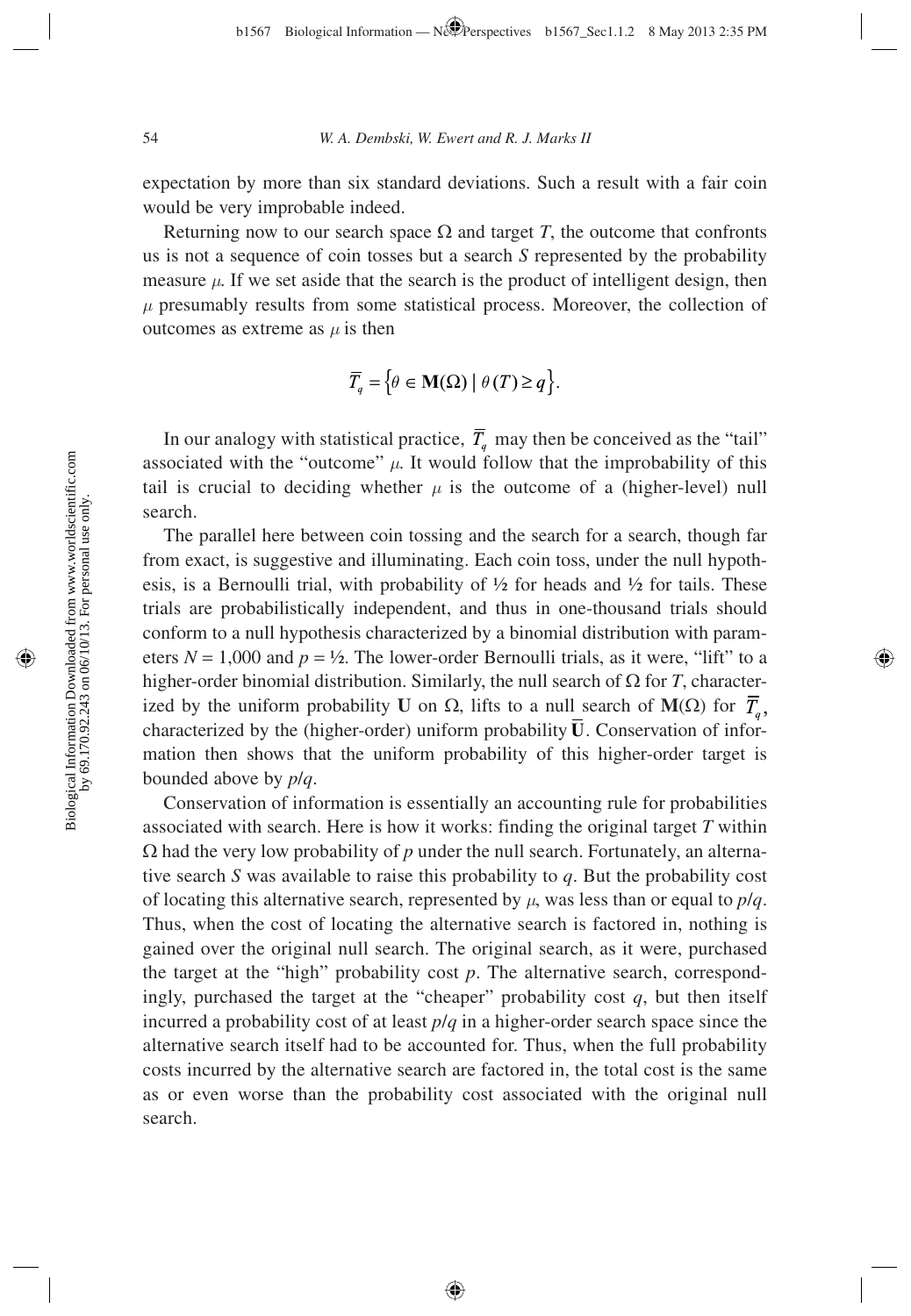expectation by more than six standard deviations. Such a result with a fair coin would be very improbable indeed.

Returning now to our search space $\Omega$ and target $T$, the outcome that confronts us is not a sequence of coin tosses but a search $S$ represented by the probability measure $\mu$. If we set aside that the search is the product of intelligent design, then $\mu$ presumably results from some statistical process. Moreover, the collection of outcomes as extreme as $\mu$ is then

$$\overline{T}_q = \left\{ \theta \in \mathbf{M}(\Omega) \mid \theta(T) \geq q \right\}.$$

In our analogy with statistical practice, $\overline{T}_q$ may then be conceived as the "tail" associated with the "outcome" $\mu$. It would follow that the improbability of this tail is crucial to deciding whether $\mu$ is the outcome of a (higher-level) null search.

The parallel here between coin tossing and the search for a search, though far from exact, is suggestive and illuminating. Each coin toss, under the null hypothesis, is a Bernoulli trial, with probability of ½ for heads and ½ for tails. These trials are probabilistically independent, and thus in one-thousand trials should conform to a null hypothesis characterized by a binomial distribution with parameters $N = 1{,}000$ and $p = ½$. The lower-order Bernoulli trials, as it were, "lift" to a higher-order binomial distribution. Similarly, the null search of $\Omega$ for $T$, characterized by the uniform probability $\mathbf{U}$ on $\Omega$, lifts to a null search of $\mathbf{M}(\Omega)$ for $\overline{T}_q$, characterized by the (higher-order) uniform probability $\overline{\mathbf{U}}$. Conservation of information then shows that the uniform probability of this higher-order target is bounded above by $p/q$.

Conservation of information is essentially an accounting rule for probabilities associated with search. Here is how it works: finding the original target $T$ within $\Omega$ had the very low probability of $p$ under the null search. Fortunately, an alternative search $S$ was available to raise this probability to $q$. But the probability cost of locating this alternative search, represented by $\mu$, was less than or equal to $p/q$. Thus, when the cost of locating the alternative search is factored in, nothing is gained over the original null search. The original search, as it were, purchased the target at the "high" probability cost $p$. The alternative search, correspondingly, purchased the target at the "cheaper" probability cost $q$, but then itself incurred a probability cost of at least $p/q$ in a higher-order search space since the alternative search itself had to be accounted for. Thus, when the full probability costs incurred by the alternative search are factored in, the total cost is the same as or even worse than the probability cost associated with the original null search.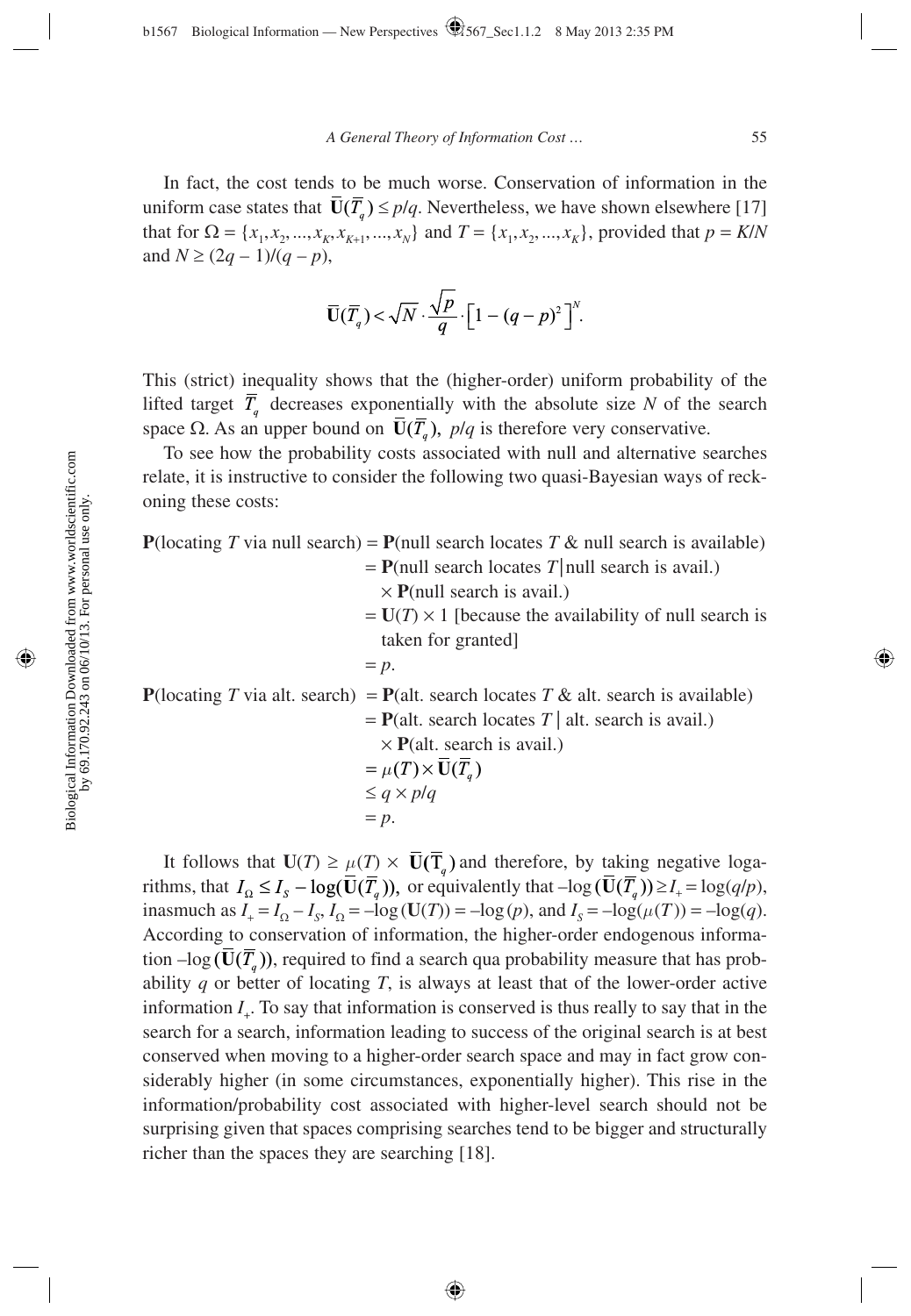In fact, the cost tends to be much worse. Conservation of information in the uniform case states that $\overline{\mathbf{U}}(\overline{T}_q) \leq p/q$. Nevertheless, we have shown elsewhere [17] that for $\Omega = \{x_1, x_2, ..., x_K, x_{K+1}, ..., x_N\}$ and $T = \{x_1, x_2, ..., x_K\}$, provided that $p = K/N$ and $N \geq (2q - 1)/(q - p)$,

$$\overline{\mathbf{U}}(\overline{T}_q) < \sqrt{N} \cdot \frac{\sqrt{p}}{q} \cdot \left[1 - (q-p)^2\right]^N.$$

This (strict) inequality shows that the (higher-order) uniform probability of the lifted target $\overline{T}_q$ decreases exponentially with the absolute size $N$ of the search space $\Omega$. As an upper bound on $\overline{\mathbf{U}}(\overline{T}_q)$, $p/q$ is therefore very conservative.

To see how the probability costs associated with null and alternative searches relate, it is instructive to consider the following two quasi-Bayesian ways of reckoning these costs:

$$\begin{aligned}
\mathbf{P}(\text{locating } T \text{ via null search}) &= \mathbf{P}(\text{null search locates } T \text{ \& null search is available}) \\
&= \mathbf{P}(\text{null search locates } T \mid \text{null search is avail.}) \\
&\quad \times \mathbf{P}(\text{null search is avail.}) \\
&= \mathbf{U}(T) \times 1 \text{ [because the availability of null search is taken for granted]} \\
&= p.
\end{aligned}$$

$$\begin{aligned}
\mathbf{P}(\text{locating } T \text{ via alt. search}) &= \mathbf{P}(\text{alt. search locates } T \text{ \& alt. search is available}) \\
&= \mathbf{P}(\text{alt. search locates } T \mid \text{alt. search is avail.}) \\
&\quad \times \mathbf{P}(\text{alt. search is avail.}) \\
&= \mu(T) \times \overline{\mathbf{U}}(\overline{T}_q) \\
&\leq q \times p/q \\
&= p.
\end{aligned}$$

It follows that $\mathbf{U}(T) \geq \mu(T) \times \overline{\mathbf{U}}(\overline{T}_q)$ and therefore, by taking negative logarithms, that $I_\Omega \leq I_S - \log(\overline{\mathbf{U}}(\overline{T}_q))$, or equivalently that $-\log(\overline{\mathbf{U}}(\overline{T}_q)) \geq I_+ = \log(q/p)$, inasmuch as $I_+ = I_\Omega - I_S$, $I_\Omega = -\log(\mathbf{U}(T)) = -\log(p)$, and $I_S = -\log(\mu(T)) = -\log(q)$. According to conservation of information, the higher-order endogenous information $-\log(\overline{\mathbf{U}}(\overline{T}_q))$, required to find a search qua probability measure that has probability $q$ or better of locating $T$, is always at least that of the lower-order active information $I_+$. To say that information is conserved is thus really to say that in the search for a search, information leading to success of the original search is at best conserved when moving to a higher-order search space and may in fact grow considerably higher (in some circumstances, exponentially higher). This rise in the information/probability cost associated with higher-level search should not be surprising given that spaces comprising searches tend to be bigger and structurally richer than the spaces they are searching [18].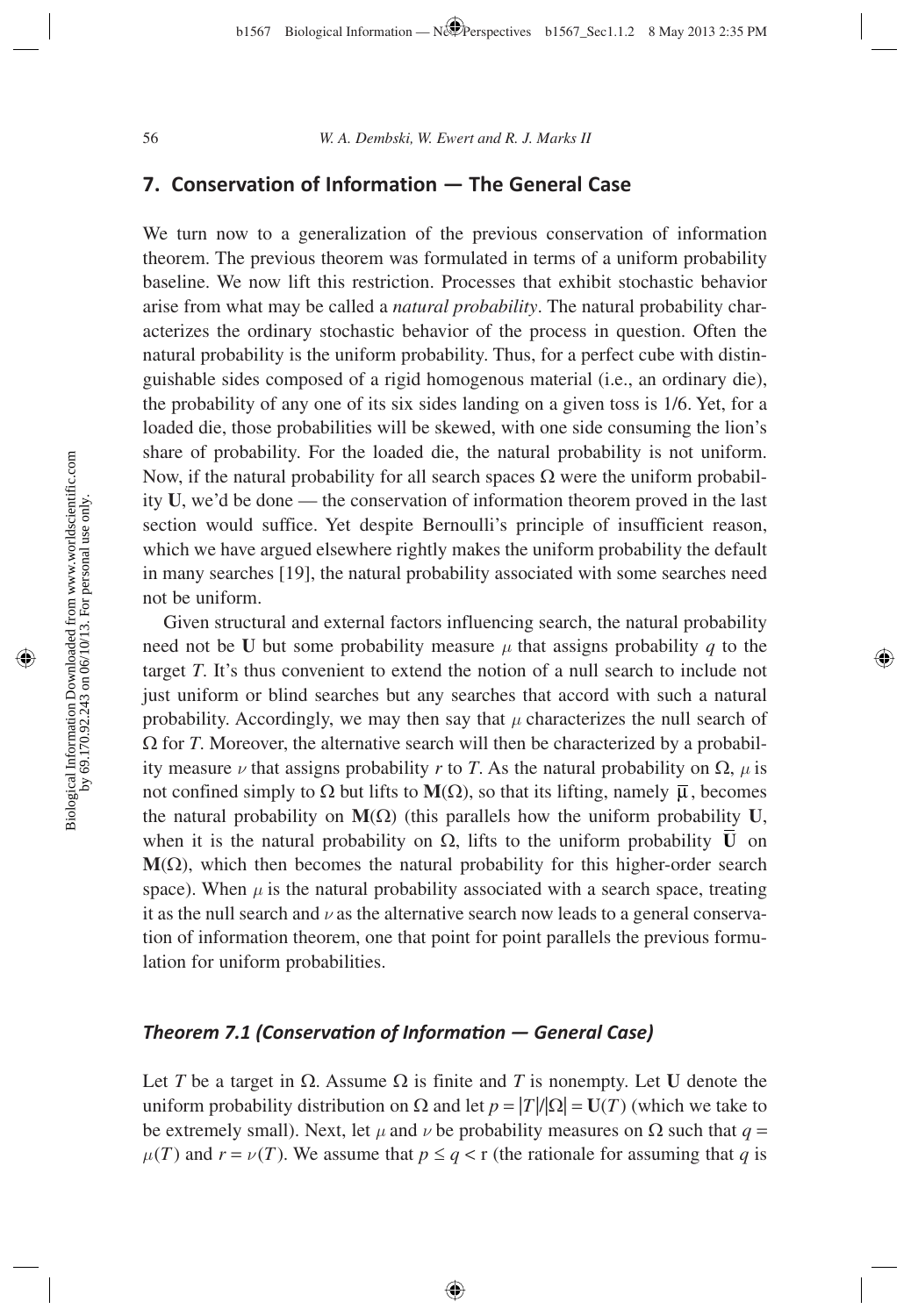## 7. Conservation of Information — The General Case

We turn now to a generalization of the previous conservation of information theorem. The previous theorem was formulated in terms of a uniform probability baseline. We now lift this restriction. Processes that exhibit stochastic behavior arise from what may be called a *natural probability*. The natural probability characterizes the ordinary stochastic behavior of the process in question. Often the natural probability is the uniform probability. Thus, for a perfect cube with distinguishable sides composed of a rigid homogenous material (i.e., an ordinary die), the probability of any one of its six sides landing on a given toss is 1/6. Yet, for a loaded die, those probabilities will be skewed, with one side consuming the lion's share of probability. For the loaded die, the natural probability is not uniform. Now, if the natural probability for all search spaces $\Omega$ were the uniform probability **U**, we'd be done — the conservation of information theorem proved in the last section would suffice. Yet despite Bernoulli's principle of insufficient reason, which we have argued elsewhere rightly makes the uniform probability the default in many searches [19], the natural probability associated with some searches need not be uniform.

Given structural and external factors influencing search, the natural probability need not be **U** but some probability measure $\mu$ that assigns probability $q$ to the target $T$. It's thus convenient to extend the notion of a null search to include not just uniform or blind searches but any searches that accord with such a natural probability. Accordingly, we may then say that $\mu$ characterizes the null search of $\Omega$ for $T$. Moreover, the alternative search will then be characterized by a probability measure $\nu$ that assigns probability $r$ to $T$. As the natural probability on $\Omega$, $\mu$ is not confined simply to $\Omega$ but lifts to $\mathbf{M}(\Omega)$, so that its lifting, namely $\overline{\boldsymbol{\mu}}$, becomes the natural probability on $\mathbf{M}(\Omega)$ (this parallels how the uniform probability **U**, when it is the natural probability on $\Omega$, lifts to the uniform probability $\overline{\mathbf{U}}$ on $\mathbf{M}(\Omega)$, which then becomes the natural probability for this higher-order search space). When $\mu$ is the natural probability associated with a search space, treating it as the null search and $\nu$ as the alternative search now leads to a general conservation of information theorem, one that point for point parallels the previous formulation for uniform probabilities.

### *Theorem 7.1 (Conservation of Information — General Case)*

Let $T$ be a target in $\Omega$. Assume $\Omega$ is finite and $T$ is nonempty. Let **U** denote the uniform probability distribution on $\Omega$ and let $p = |T|/|\Omega| = \mathbf{U}(T)$ (which we take to be extremely small). Next, let $\mu$ and $\nu$ be probability measures on $\Omega$ such that $q = \mu(T)$ and $r = \nu(T)$. We assume that $p \leq q < r$ (the rationale for assuming that $q$ is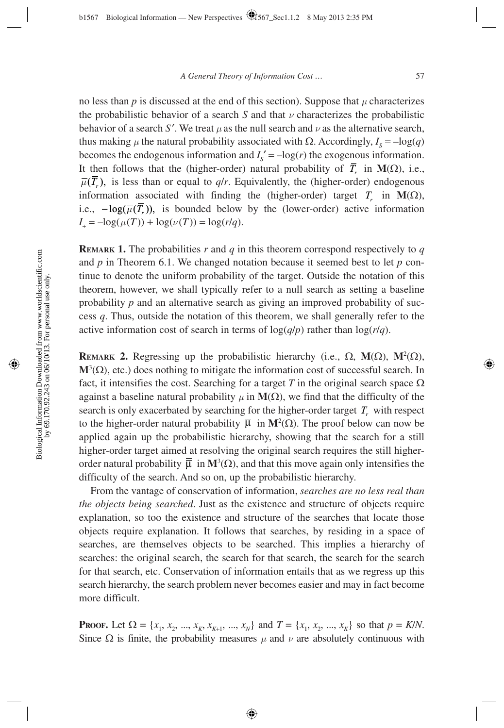no less than $p$ is discussed at the end of this section). Suppose that $\mu$ characterizes the probabilistic behavior of a search $S$ and that $\nu$ characterizes the probabilistic behavior of a search $S'$. We treat $\mu$ as the null search and $\nu$ as the alternative search, thus making $\mu$ the natural probability associated with $\Omega$. Accordingly, $I_S = -\log(q)$ becomes the endogenous information and $I_S' = -\log(r)$ the exogenous information. It then follows that the (higher-order) natural probability of $\overline{T}_r$ in $\mathbf{M}(\Omega)$, i.e., $\overline{\mu}(\overline{T}_r)$, is less than or equal to $q/r$. Equivalently, the (higher-order) endogenous information associated with finding the (higher-order) target $\overline{T}_r$ in $\mathbf{M}(\Omega)$, i.e., $-\log(\overline{\mu}(\overline{T}_r))$, is bounded below by the (lower-order) active information $I_+ = -\log(\mu(T)) + \log(\nu(T)) = \log(r/q)$.

**Remark 1.** The probabilities $r$ and $q$ in this theorem correspond respectively to $q$ and $p$ in Theorem 6.1. We changed notation because it seemed best to let $p$ continue to denote the uniform probability of the target. Outside the notation of this theorem, however, we shall typically refer to a null search as setting a baseline probability $p$ and an alternative search as giving an improved probability of success $q$. Thus, outside the notation of this theorem, we shall generally refer to the active information cost of search in terms of $\log(q/p)$ rather than $\log(r/q)$.

**Remark 2.** Regressing up the probabilistic hierarchy (i.e., $\Omega$, $\mathbf{M}(\Omega)$, $\mathbf{M}^2(\Omega)$, $\mathbf{M}^3(\Omega)$, etc.) does nothing to mitigate the information cost of successful search. In fact, it intensifies the cost. Searching for a target $T$ in the original search space $\Omega$ against a baseline natural probability $\mu$ in $\mathbf{M}(\Omega)$, we find that the difficulty of the search is only exacerbated by searching for the higher-order target $\overline{T}_r$ with respect to the higher-order natural probability $\overline{\mu}$ in $\mathbf{M}^2(\Omega)$. The proof below can now be applied again up the probabilistic hierarchy, showing that the search for a still higher-order target aimed at resolving the original search requires the still higher-order natural probability $\overline{\overline{\mu}}$ in $\mathbf{M}^3(\Omega)$, and that this move again only intensifies the difficulty of the search. And so on, up the probabilistic hierarchy.

From the vantage of conservation of information, *searches are no less real than the objects being searched*. Just as the existence and structure of objects require explanation, so too the existence and structure of the searches that locate those objects require explanation. It follows that searches, by residing in a space of searches, are themselves objects to be searched. This implies a hierarchy of searches: the original search, the search for that search, the search for the search for that search, etc. Conservation of information entails that as we regress up this search hierarchy, the search problem never becomes easier and may in fact become more difficult.

**Proof.** Let $\Omega = \{x_1, x_2, ..., x_K, x_{K+1}, ..., x_N\}$ and $T = \{x_1, x_2, ..., x_K\}$ so that $p = K/N$. Since $\Omega$ is finite, the probability measures $\mu$ and $\nu$ are absolutely continuous with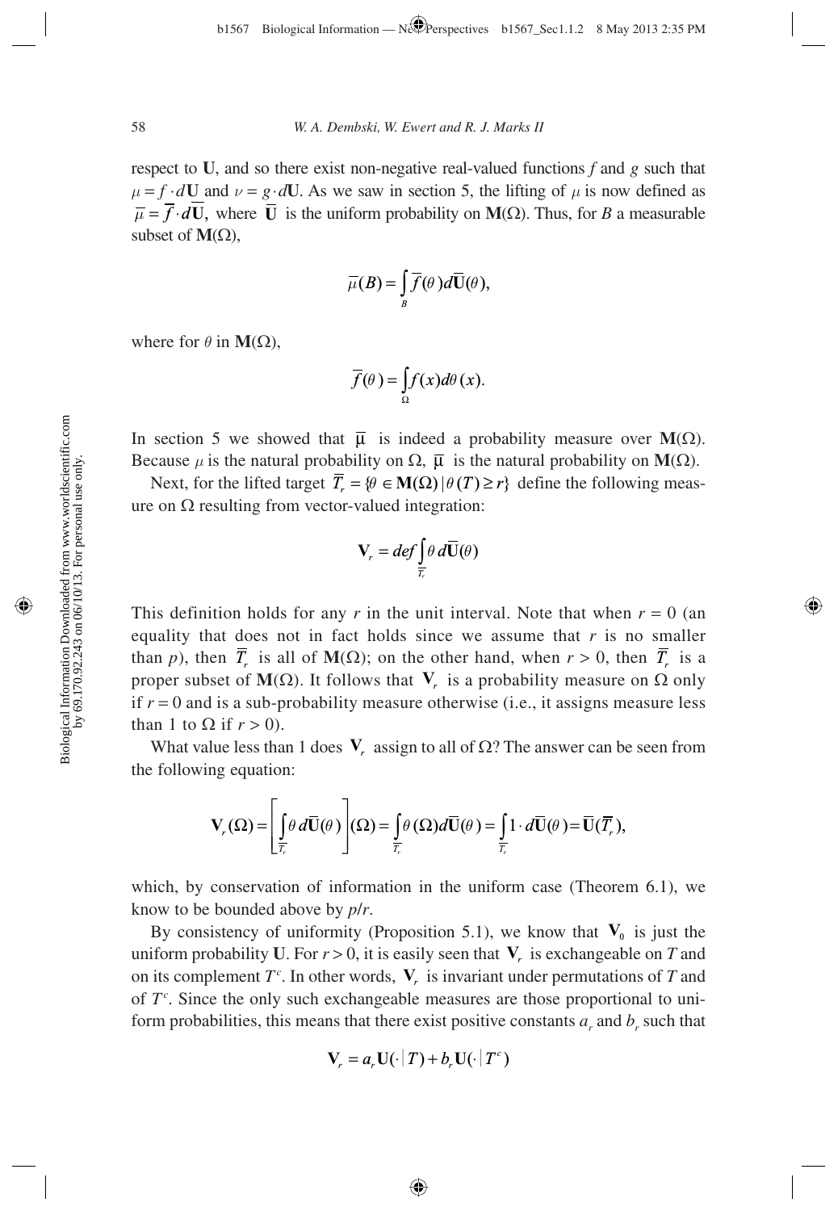respect to $\mathbf{U}$, and so there exist non-negative real-valued functions $f$ and $g$ such that $\mu = f \cdot d\mathbf{U}$ and $\nu = g \cdot d\mathbf{U}$. As we saw in section 5, the lifting of $\mu$ is now defined as $\overline{\mu} = \overline{f} \cdot d\overline{\mathbf{U}}$, where $\overline{\mathbf{U}}$ is the uniform probability on $\mathbf{M}(\Omega)$. Thus, for $B$ a measurable subset of $\mathbf{M}(\Omega)$,

$$\overline{\mu}(B) = \int_B \overline{f}(\theta) d\overline{\mathbf{U}}(\theta),$$

where for $\theta$ in $\mathbf{M}(\Omega)$,

$$\overline{f}(\theta) = \int_\Omega f(x) d\theta(x).$$

In section 5 we showed that $\overline{\mu}$ is indeed a probability measure over $\mathbf{M}(\Omega)$. Because $\mu$ is the natural probability on $\Omega$, $\overline{\mu}$ is the natural probability on $\mathbf{M}(\Omega)$.

Next, for the lifted target $\overline{T}_r = \{\theta \in \mathbf{M}(\Omega) \,|\, \theta(T) \geq r\}$ define the following measure on $\Omega$ resulting from vector-valued integration:

$$\mathbf{V}_r =_{def} \int_{\overline{T}_r} \theta \, d\overline{\mathbf{U}}(\theta)$$

This definition holds for any $r$ in the unit interval. Note that when $r = 0$ (an equality that does not in fact holds since we assume that $r$ is no smaller than $p$), then $\overline{T}_r$ is all of $\mathbf{M}(\Omega)$; on the other hand, when $r > 0$, then $\overline{T}_r$ is a proper subset of $\mathbf{M}(\Omega)$. It follows that $\mathbf{V}_r$ is a probability measure on $\Omega$ only if $r = 0$ and is a sub-probability measure otherwise (i.e., it assigns measure less than 1 to $\Omega$ if $r > 0$).

What value less than 1 does $\mathbf{V}_r$ assign to all of $\Omega$? The answer can be seen from the following equation:

$$\mathbf{V}_r(\Omega) = \left[ \int_{\overline{T}_r} \theta \, d\overline{\mathbf{U}}(\theta) \right](\Omega) = \int_{\overline{T}_r} \theta(\Omega) d\overline{\mathbf{U}}(\theta) = \int_{\overline{T}_r} 1 \cdot d\overline{\mathbf{U}}(\theta) = \overline{\mathbf{U}}(\overline{T}_r),$$

which, by conservation of information in the uniform case (Theorem 6.1), we know to be bounded above by $p/r$.

By consistency of uniformity (Proposition 5.1), we know that $\mathbf{V}_0$ is just the uniform probability $\mathbf{U}$. For $r > 0$, it is easily seen that $\mathbf{V}_r$ is exchangeable on $T$ and on its complement $T^c$. In other words, $\mathbf{V}_r$ is invariant under permutations of $T$ and of $T^c$. Since the only such exchangeable measures are those proportional to uniform probabilities, this means that there exist positive constants $a_r$ and $b_r$ such that

$$\mathbf{V}_r = a_r \mathbf{U}(\cdot \,|\, T) + b_r \mathbf{U}(\cdot \,|\, T^c)$$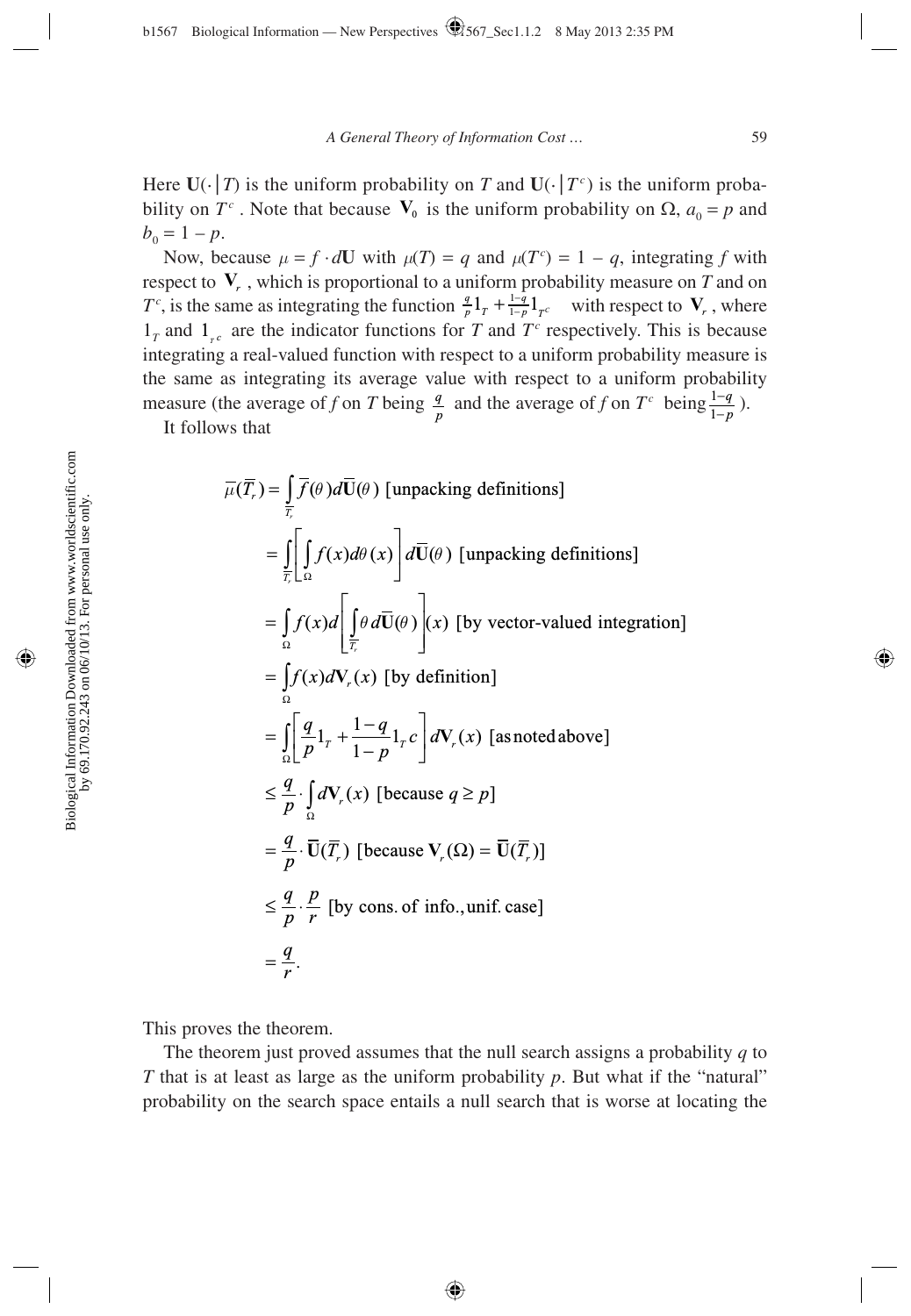Here $\mathbf{U}(\cdot|T)$ is the uniform probability on $T$ and $\mathbf{U}(\cdot|T^c)$ is the uniform probability on $T^c$. Note that because $\mathbf{V}_0$ is the uniform probability on $\Omega$, $a_0 = p$ and $b_0 = 1 - p$.

Now, because $\mu = f \cdot d\mathbf{U}$ with $\mu(T) = q$ and $\mu(T^c) = 1 - q$, integrating $f$ with respect to $\mathbf{V}_r$, which is proportional to a uniform probability measure on $T$ and on $T^c$, is the same as integrating the function $\frac{q}{p}1_T + \frac{1-q}{1-p}1_{T^c}$ with respect to $\mathbf{V}_r$, where $1_T$ and $1_{T^c}$ are the indicator functions for $T$ and $T^c$ respectively. This is because integrating a real-valued function with respect to a uniform probability measure is the same as integrating its average value with respect to a uniform probability measure (the average of $f$ on $T$ being $\frac{q}{p}$ and the average of $f$ on $T^c$ being $\frac{1-q}{1-p}$).

It follows that

$$
\begin{aligned}
\overline{\mu}(\overline{T}_r) &= \int_{\overline{T}_r} \overline{f}(\theta) d\overline{\mathbf{U}}(\theta) \text{ [unpacking definitions]} \\
&= \int_{\overline{T}_r} \left[ \int_{\Omega} f(x) d\theta(x) \right] d\overline{\mathbf{U}}(\theta) \text{ [unpacking definitions]} \\
&= \int_{\Omega} f(x) d\left[ \int_{\overline{T}_r} \theta \, d\overline{\mathbf{U}}(\theta) \right](x) \text{ [by vector-valued integration]} \\
&= \int_{\Omega} f(x) d\mathbf{V}_r(x) \text{ [by definition]} \\
&= \int_{\Omega} \left[ \frac{q}{p} 1_T + \frac{1-q}{1-p} 1_{T^c} \right] d\mathbf{V}_r(x) \text{ [as noted above]} \\
&\leq \frac{q}{p} \cdot \int_{\Omega} d\mathbf{V}_r(x) \text{ [because } q \geq p\text{]} \\
&= \frac{q}{p} \cdot \overline{\mathbf{U}}(\overline{T}_r) \text{ [because } \mathbf{V}_r(\Omega) = \overline{\mathbf{U}}(\overline{T}_r)\text{]} \\
&\leq \frac{q}{p} \cdot \frac{p}{r} \text{ [by cons. of info., unif. case]} \\
&= \frac{q}{r}.
\end{aligned}
$$

This proves the theorem.

The theorem just proved assumes that the null search assigns a probability $q$ to $T$ that is at least as large as the uniform probability $p$. But what if the "natural" probability on the search space entails a null search that is worse at locating the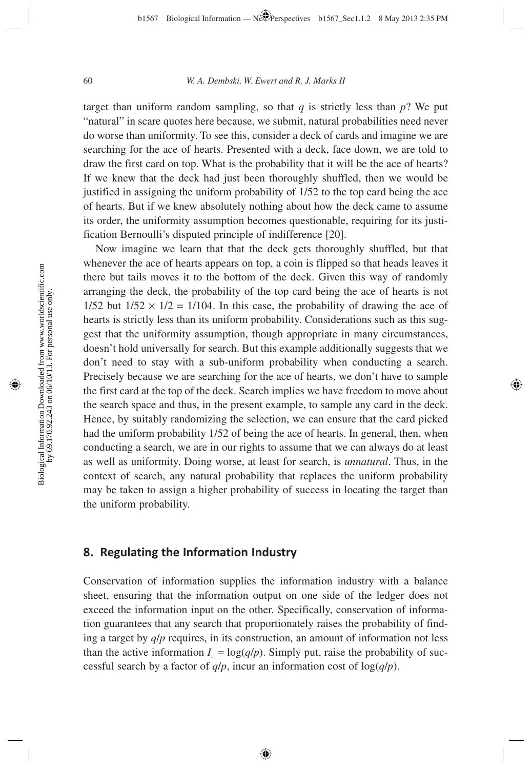target than uniform random sampling, so that $q$ is strictly less than $p$? We put "natural" in scare quotes here because, we submit, natural probabilities need never do worse than uniformity. To see this, consider a deck of cards and imagine we are searching for the ace of hearts. Presented with a deck, face down, we are told to draw the first card on top. What is the probability that it will be the ace of hearts? If we knew that the deck had just been thoroughly shuffled, then we would be justified in assigning the uniform probability of 1/52 to the top card being the ace of hearts. But if we knew absolutely nothing about how the deck came to assume its order, the uniformity assumption becomes questionable, requiring for its justification Bernoulli's disputed principle of indifference [20].

Now imagine we learn that that the deck gets thoroughly shuffled, but that whenever the ace of hearts appears on top, a coin is flipped so that heads leaves it there but tails moves it to the bottom of the deck. Given this way of randomly arranging the deck, the probability of the top card being the ace of hearts is not 1/52 but $1/52 \times 1/2 = 1/104$. In this case, the probability of drawing the ace of hearts is strictly less than its uniform probability. Considerations such as this suggest that the uniformity assumption, though appropriate in many circumstances, doesn't hold universally for search. But this example additionally suggests that we don't need to stay with a sub-uniform probability when conducting a search. Precisely because we are searching for the ace of hearts, we don't have to sample the first card at the top of the deck. Search implies we have freedom to move about the search space and thus, in the present example, to sample any card in the deck. Hence, by suitably randomizing the selection, we can ensure that the card picked had the uniform probability 1/52 of being the ace of hearts. In general, then, when conducting a search, we are in our rights to assume that we can always do at least as well as uniformity. Doing worse, at least for search, is *unnatural*. Thus, in the context of search, any natural probability that replaces the uniform probability may be taken to assign a higher probability of success in locating the target than the uniform probability.

## 8. Regulating the Information Industry

Conservation of information supplies the information industry with a balance sheet, ensuring that the information output on one side of the ledger does not exceed the information input on the other. Specifically, conservation of information guarantees that any search that proportionately raises the probability of finding a target by $q/p$ requires, in its construction, an amount of information not less than the active information $I_+ = \log(q/p)$. Simply put, raise the probability of successful search by a factor of $q/p$, incur an information cost of $\log(q/p)$.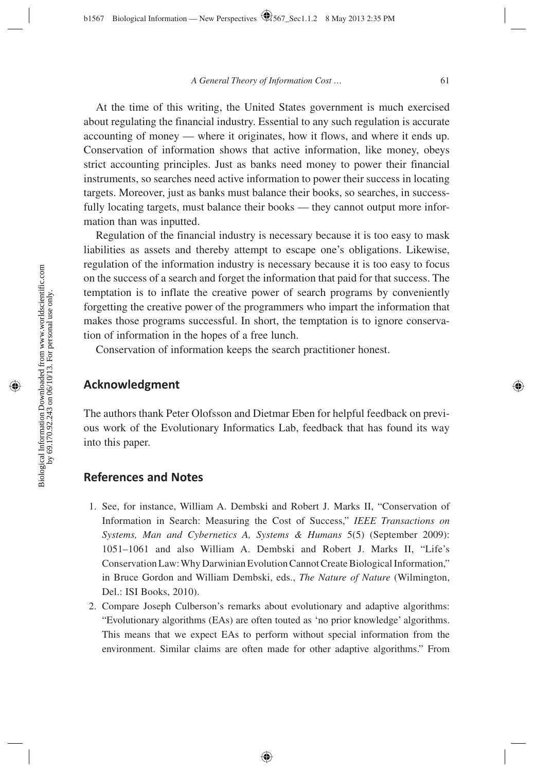At the time of this writing, the United States government is much exercised about regulating the financial industry. Essential to any such regulation is accurate accounting of money — where it originates, how it flows, and where it ends up. Conservation of information shows that active information, like money, obeys strict accounting principles. Just as banks need money to power their financial instruments, so searches need active information to power their success in locating targets. Moreover, just as banks must balance their books, so searches, in successfully locating targets, must balance their books — they cannot output more information than was inputted.

Regulation of the financial industry is necessary because it is too easy to mask liabilities as assets and thereby attempt to escape one's obligations. Likewise, regulation of the information industry is necessary because it is too easy to focus on the success of a search and forget the information that paid for that success. The temptation is to inflate the creative power of search programs by conveniently forgetting the creative power of the programmers who impart the information that makes those programs successful. In short, the temptation is to ignore conservation of information in the hopes of a free lunch.

Conservation of information keeps the search practitioner honest.

## Acknowledgment

The authors thank Peter Olofsson and Dietmar Eben for helpful feedback on previous work of the Evolutionary Informatics Lab, feedback that has found its way into this paper.

## References and Notes

1. See, for instance, William A. Dembski and Robert J. Marks II, "Conservation of Information in Search: Measuring the Cost of Success," *IEEE Transactions on Systems, Man and Cybernetics A, Systems & Humans* 5(5) (September 2009): 1051–1061 and also William A. Dembski and Robert J. Marks II, "Life's Conservation Law: Why Darwinian Evolution Cannot Create Biological Information," in Bruce Gordon and William Dembski, eds., *The Nature of Nature* (Wilmington, Del.: ISI Books, 2010).
2. Compare Joseph Culberson's remarks about evolutionary and adaptive algorithms: "Evolutionary algorithms (EAs) are often touted as 'no prior knowledge' algorithms. This means that we expect EAs to perform without special information from the environment. Similar claims are often made for other adaptive algorithms." From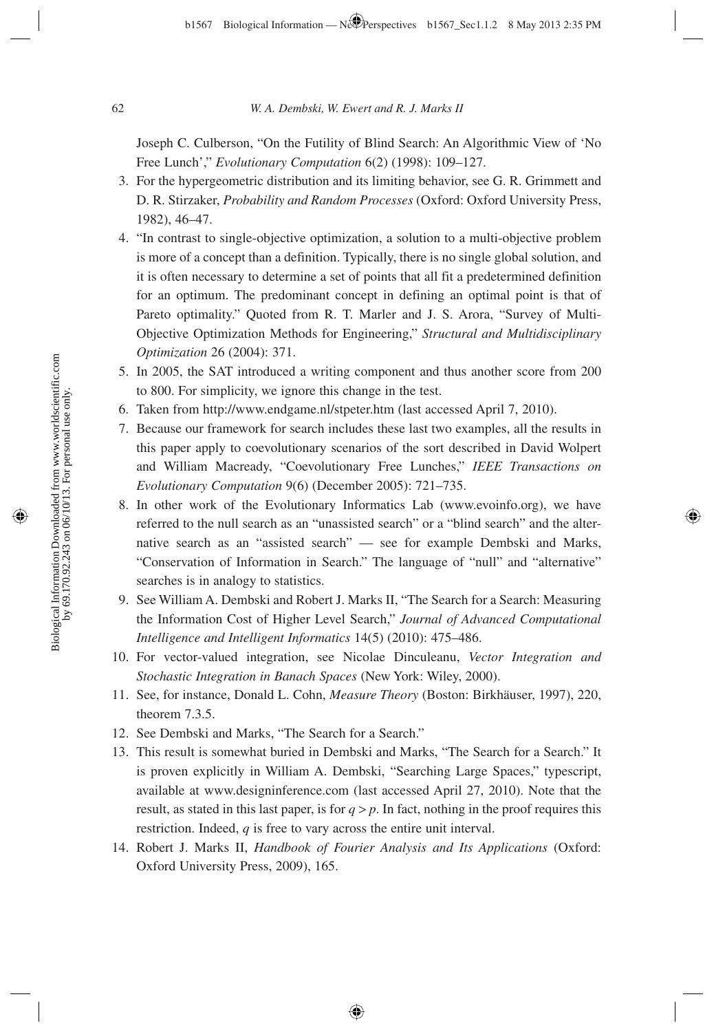Joseph C. Culberson, "On the Futility of Blind Search: An Algorithmic View of 'No Free Lunch'," *Evolutionary Computation* 6(2) (1998): 109–127.

3. For the hypergeometric distribution and its limiting behavior, see G. R. Grimmett and D. R. Stirzaker, *Probability and Random Processes* (Oxford: Oxford University Press, 1982), 46–47.
4. "In contrast to single-objective optimization, a solution to a multi-objective problem is more of a concept than a definition. Typically, there is no single global solution, and it is often necessary to determine a set of points that all fit a predetermined definition for an optimum. The predominant concept in defining an optimal point is that of Pareto optimality." Quoted from R. T. Marler and J. S. Arora, "Survey of Multi-Objective Optimization Methods for Engineering," *Structural and Multidisciplinary Optimization* 26 (2004): 371.
5. In 2005, the SAT introduced a writing component and thus another score from 200 to 800. For simplicity, we ignore this change in the test.
6. Taken from http://www.endgame.nl/stpeter.htm (last accessed April 7, 2010).
7. Because our framework for search includes these last two examples, all the results in this paper apply to coevolutionary scenarios of the sort described in David Wolpert and William Macready, "Coevolutionary Free Lunches," *IEEE Transactions on Evolutionary Computation* 9(6) (December 2005): 721–735.
8. In other work of the Evolutionary Informatics Lab (www.evoinfo.org), we have referred to the null search as an "unassisted search" or a "blind search" and the alternative search as an "assisted search" — see for example Dembski and Marks, "Conservation of Information in Search." The language of "null" and "alternative" searches is in analogy to statistics.
9. See William A. Dembski and Robert J. Marks II, "The Search for a Search: Measuring the Information Cost of Higher Level Search," *Journal of Advanced Computational Intelligence and Intelligent Informatics* 14(5) (2010): 475–486.
10. For vector-valued integration, see Nicolae Dinculeanu, *Vector Integration and Stochastic Integration in Banach Spaces* (New York: Wiley, 2000).
11. See, for instance, Donald L. Cohn, *Measure Theory* (Boston: Birkhäuser, 1997), 220, theorem 7.3.5.
12. See Dembski and Marks, "The Search for a Search."
13. This result is somewhat buried in Dembski and Marks, "The Search for a Search." It is proven explicitly in William A. Dembski, "Searching Large Spaces," typescript, available at www.designinference.com (last accessed April 27, 2010). Note that the result, as stated in this last paper, is for $q > p$. In fact, nothing in the proof requires this restriction. Indeed, $q$ is free to vary across the entire unit interval.
14. Robert J. Marks II, *Handbook of Fourier Analysis and Its Applications* (Oxford: Oxford University Press, 2009), 165.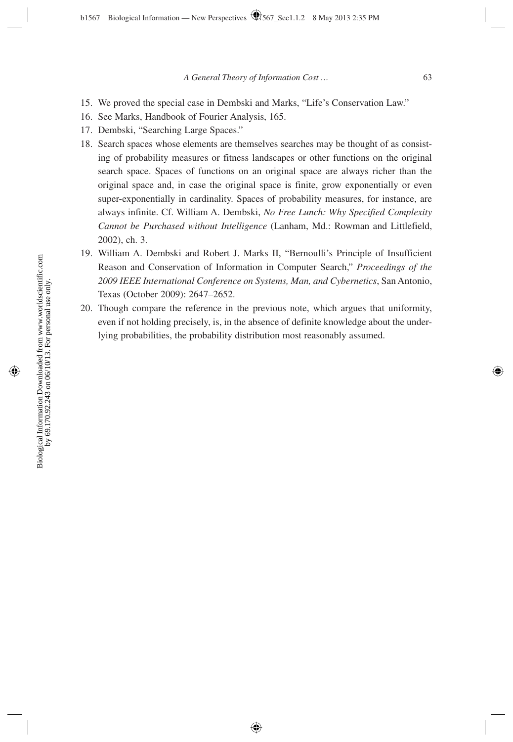15. We proved the special case in Dembski and Marks, "Life's Conservation Law."
16. See Marks, Handbook of Fourier Analysis, 165.
17. Dembski, "Searching Large Spaces."
18. Search spaces whose elements are themselves searches may be thought of as consisting of probability measures or fitness landscapes or other functions on the original search space. Spaces of functions on an original space are always richer than the original space and, in case the original space is finite, grow exponentially or even super-exponentially in cardinality. Spaces of probability measures, for instance, are always infinite. Cf. William A. Dembski, *No Free Lunch: Why Specified Complexity Cannot be Purchased without Intelligence* (Lanham, Md.: Rowman and Littlefield, 2002), ch. 3.
19. William A. Dembski and Robert J. Marks II, "Bernoulli's Principle of Insufficient Reason and Conservation of Information in Computer Search," *Proceedings of the 2009 IEEE International Conference on Systems, Man, and Cybernetics*, San Antonio, Texas (October 2009): 2647–2652.
20. Though compare the reference in the previous note, which argues that uniformity, even if not holding precisely, is, in the absence of definite knowledge about the underlying probabilities, the probability distribution most reasonably assumed.